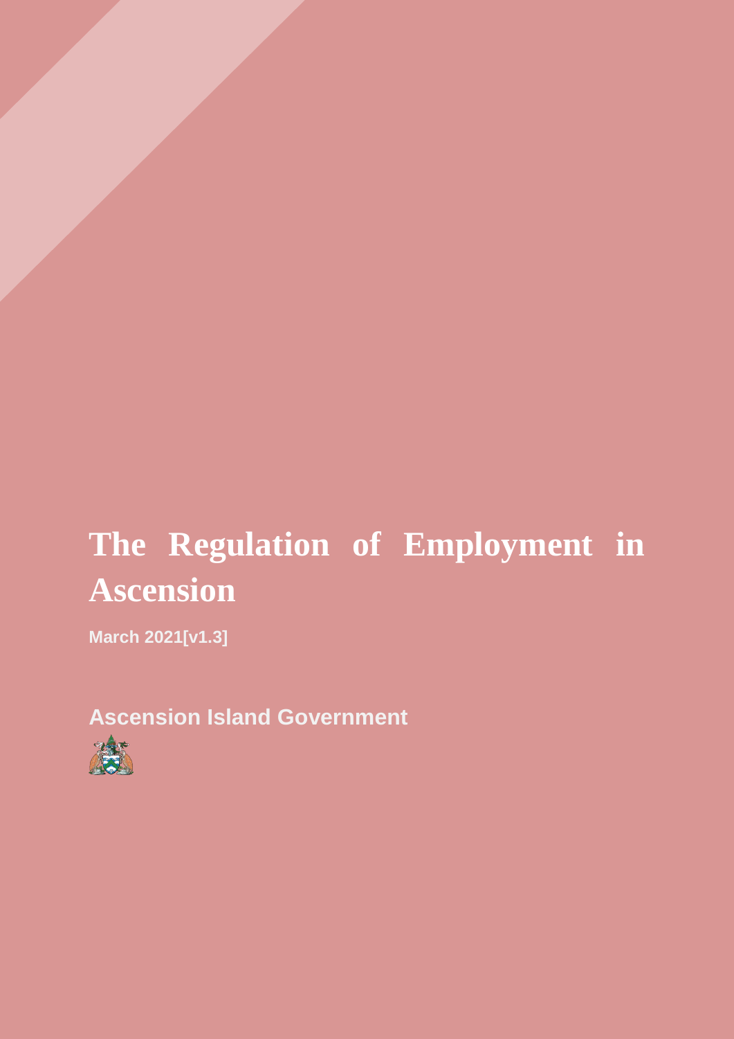# The Regulation of Employment in Ascension

**March 2021[v1.3]**

**Ascension Island Government**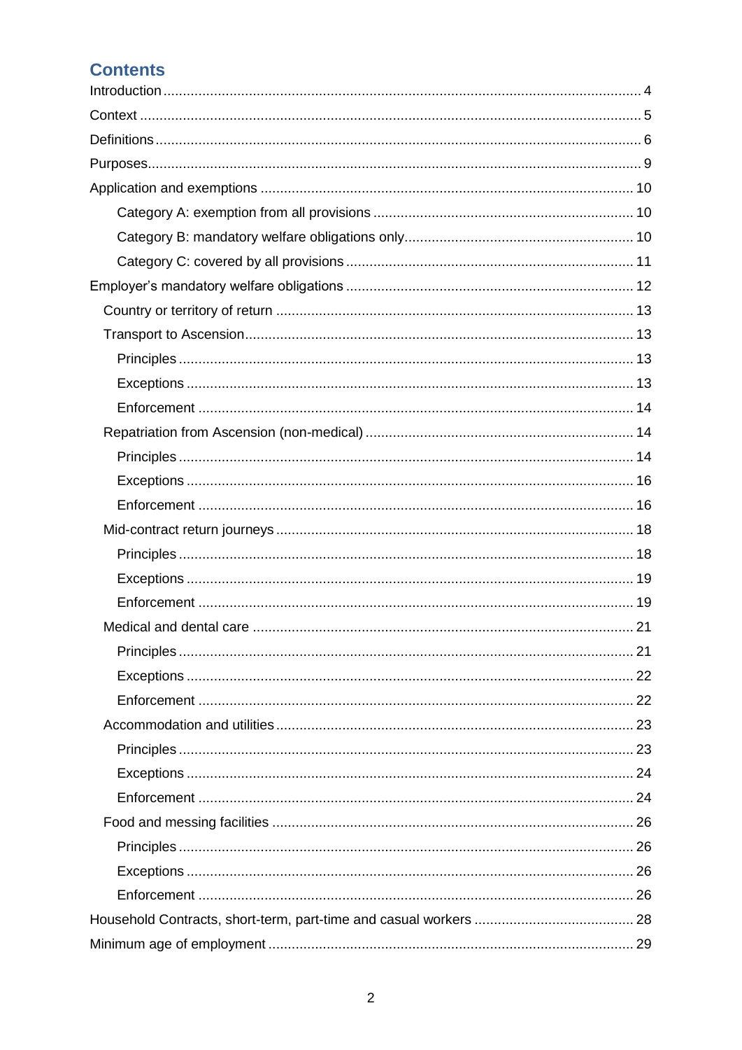## Contents

- Introduction ... 4
- Context ... 5
- Definitions ... 6
- Purposes ... 9
- Application and exemptions ... 10
    - Category A: exemption from all provisions ... 10
    - Category B: mandatory welfare obligations only ... 10
    - Category C: covered by all provisions ... 11
- Employer's mandatory welfare obligations ... 12
  - Country or territory of return ... 13
  - Transport to Ascension ... 13
    - Principles ... 13
    - Exceptions ... 13
    - Enforcement ... 14
  - Repatriation from Ascension (non-medical) ... 14
    - Principles ... 14
    - Exceptions ... 16
    - Enforcement ... 16
  - Mid-contract return journeys ... 18
    - Principles ... 18
    - Exceptions ... 19
    - Enforcement ... 19
  - Medical and dental care ... 21
    - Principles ... 21
    - Exceptions ... 22
    - Enforcement ... 22
  - Accommodation and utilities ... 23
    - Principles ... 23
    - Exceptions ... 24
    - Enforcement ... 24
  - Food and messing facilities ... 26
    - Principles ... 26
    - Exceptions ... 26
    - Enforcement ... 26
- Household Contracts, short-term, part-time and casual workers ... 28
- Minimum age of employment ... 29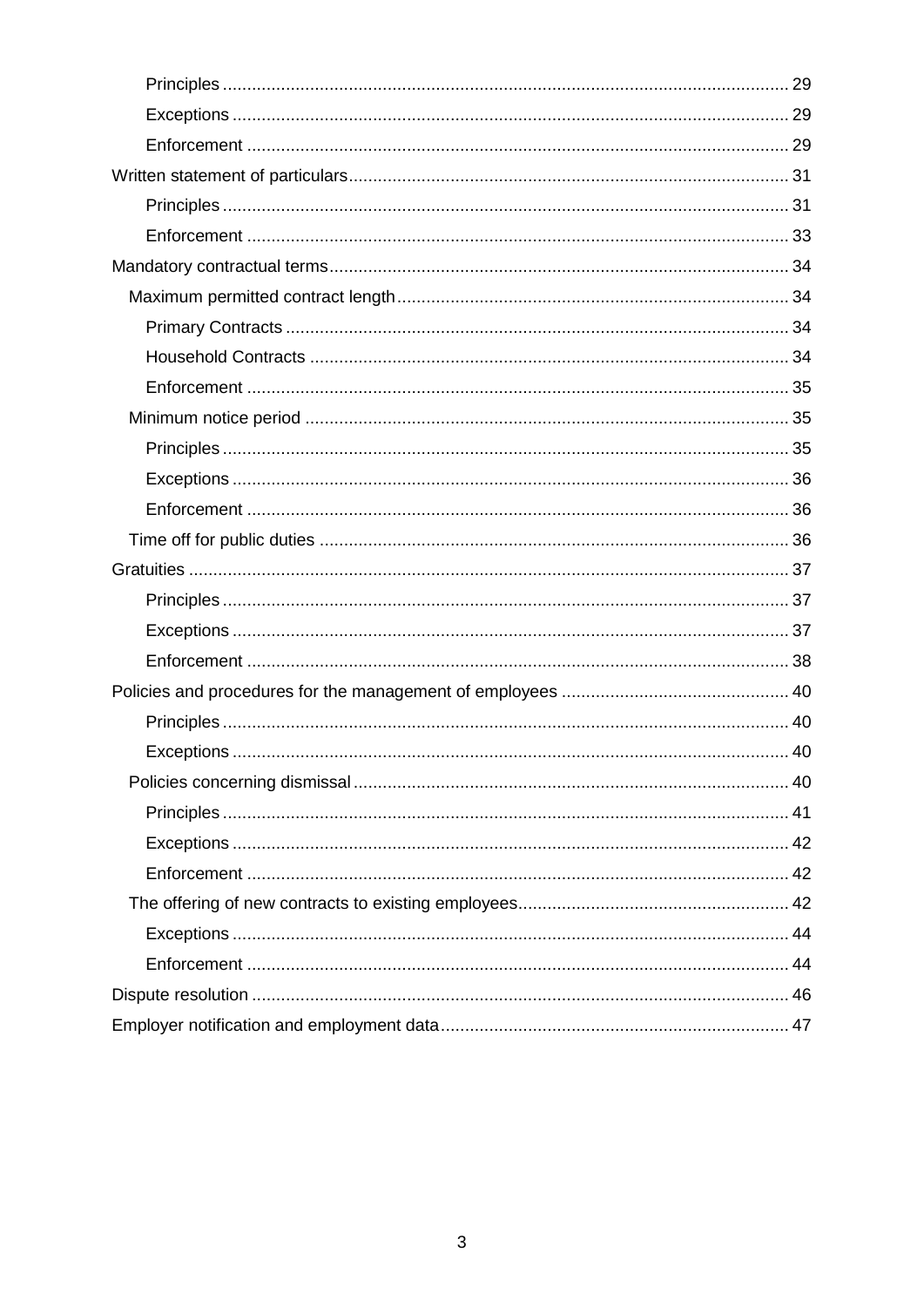- Principles ........ 29
- Exceptions ........ 29
- Enforcement ........ 29

Written statement of particulars ........ 31

- Principles ........ 31
- Enforcement ........ 33

Mandatory contractual terms ........ 34

- Maximum permitted contract length ........ 34
  - Primary Contracts ........ 34
  - Household Contracts ........ 34
  - Enforcement ........ 35
- Minimum notice period ........ 35
  - Principles ........ 35
  - Exceptions ........ 36
  - Enforcement ........ 36
- Time off for public duties ........ 36

Gratuities ........ 37

- Principles ........ 37
- Exceptions ........ 37
- Enforcement ........ 38

Policies and procedures for the management of employees ........ 40

- Principles ........ 40
- Exceptions ........ 40
- Policies concerning dismissal ........ 40
  - Principles ........ 41
  - Exceptions ........ 42
  - Enforcement ........ 42
- The offering of new contracts to existing employees ........ 42
  - Exceptions ........ 44
  - Enforcement ........ 44

Dispute resolution ........ 46

Employer notification and employment data ........ 47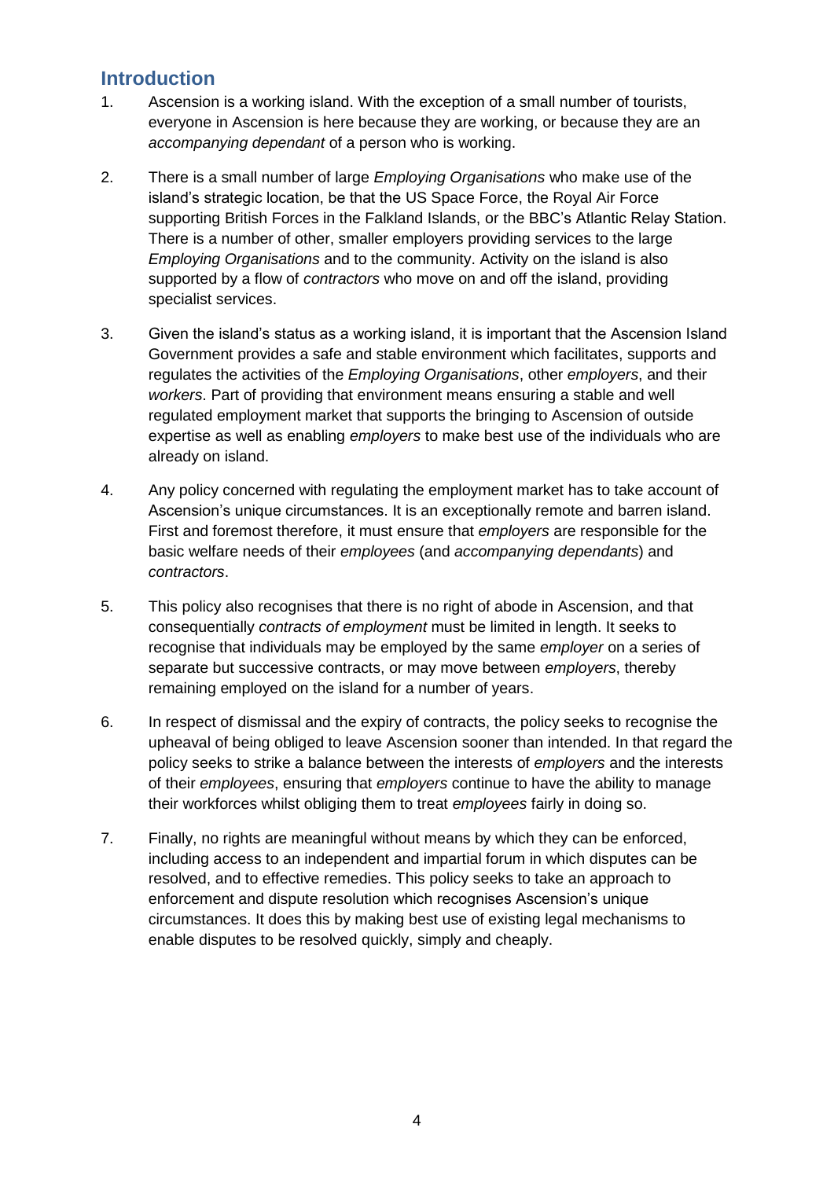## Introduction

1. Ascension is a working island. With the exception of a small number of tourists, everyone in Ascension is here because they are working, or because they are an *accompanying dependant* of a person who is working.

2. There is a small number of large *Employing Organisations* who make use of the island's strategic location, be that the US Space Force, the Royal Air Force supporting British Forces in the Falkland Islands, or the BBC's Atlantic Relay Station. There is a number of other, smaller employers providing services to the large *Employing Organisations* and to the community. Activity on the island is also supported by a flow of *contractors* who move on and off the island, providing specialist services.

3. Given the island's status as a working island, it is important that the Ascension Island Government provides a safe and stable environment which facilitates, supports and regulates the activities of the *Employing Organisations*, other *employers*, and their *workers*. Part of providing that environment means ensuring a stable and well regulated employment market that supports the bringing to Ascension of outside expertise as well as enabling *employers* to make best use of the individuals who are already on island.

4. Any policy concerned with regulating the employment market has to take account of Ascension's unique circumstances. It is an exceptionally remote and barren island. First and foremost therefore, it must ensure that *employers* are responsible for the basic welfare needs of their *employees* (and *accompanying dependants*) and *contractors*.

5. This policy also recognises that there is no right of abode in Ascension, and that consequentially *contracts of employment* must be limited in length. It seeks to recognise that individuals may be employed by the same *employer* on a series of separate but successive contracts, or may move between *employers*, thereby remaining employed on the island for a number of years.

6. In respect of dismissal and the expiry of contracts, the policy seeks to recognise the upheaval of being obliged to leave Ascension sooner than intended. In that regard the policy seeks to strike a balance between the interests of *employers* and the interests of their *employees*, ensuring that *employers* continue to have the ability to manage their workforces whilst obliging them to treat *employees* fairly in doing so.

7. Finally, no rights are meaningful without means by which they can be enforced, including access to an independent and impartial forum in which disputes can be resolved, and to effective remedies. This policy seeks to take an approach to enforcement and dispute resolution which recognises Ascension's unique circumstances. It does this by making best use of existing legal mechanisms to enable disputes to be resolved quickly, simply and cheaply.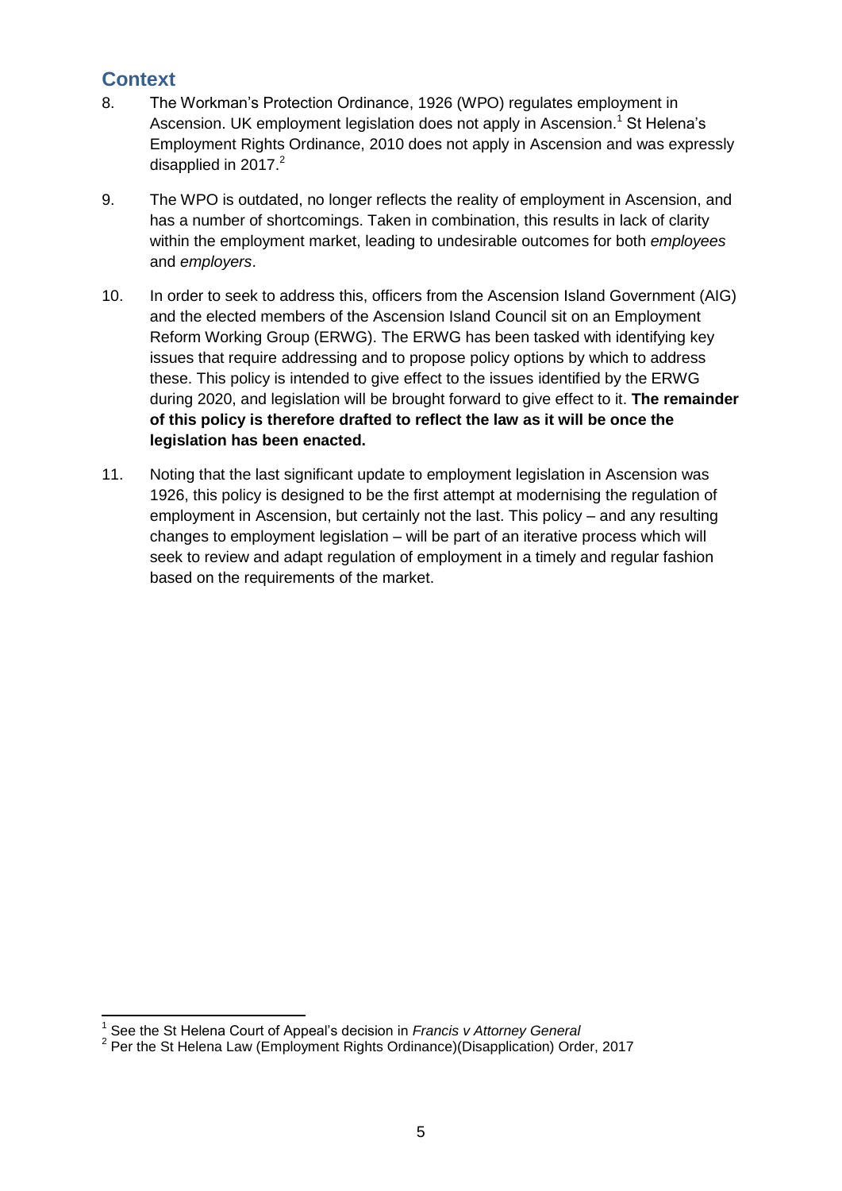## Context

8. The Workman's Protection Ordinance, 1926 (WPO) regulates employment in Ascension. UK employment legislation does not apply in Ascension.[1] St Helena's Employment Rights Ordinance, 2010 does not apply in Ascension and was expressly disapplied in 2017.[2]

9. The WPO is outdated, no longer reflects the reality of employment in Ascension, and has a number of shortcomings. Taken in combination, this results in lack of clarity within the employment market, leading to undesirable outcomes for both *employees* and *employers*.

10. In order to seek to address this, officers from the Ascension Island Government (AIG) and the elected members of the Ascension Island Council sit on an Employment Reform Working Group (ERWG). The ERWG has been tasked with identifying key issues that require addressing and to propose policy options by which to address these. This policy is intended to give effect to the issues identified by the ERWG during 2020, and legislation will be brought forward to give effect to it. **The remainder of this policy is therefore drafted to reflect the law as it will be once the legislation has been enacted.**

11. Noting that the last significant update to employment legislation in Ascension was 1926, this policy is designed to be the first attempt at modernising the regulation of employment in Ascension, but certainly not the last. This policy – and any resulting changes to employment legislation – will be part of an iterative process which will seek to review and adapt regulation of employment in a timely and regular fashion based on the requirements of the market.

---

[1] See the St Helena Court of Appeal's decision in *Francis v Attorney General*

[2] Per the St Helena Law (Employment Rights Ordinance)(Disapplication) Order, 2017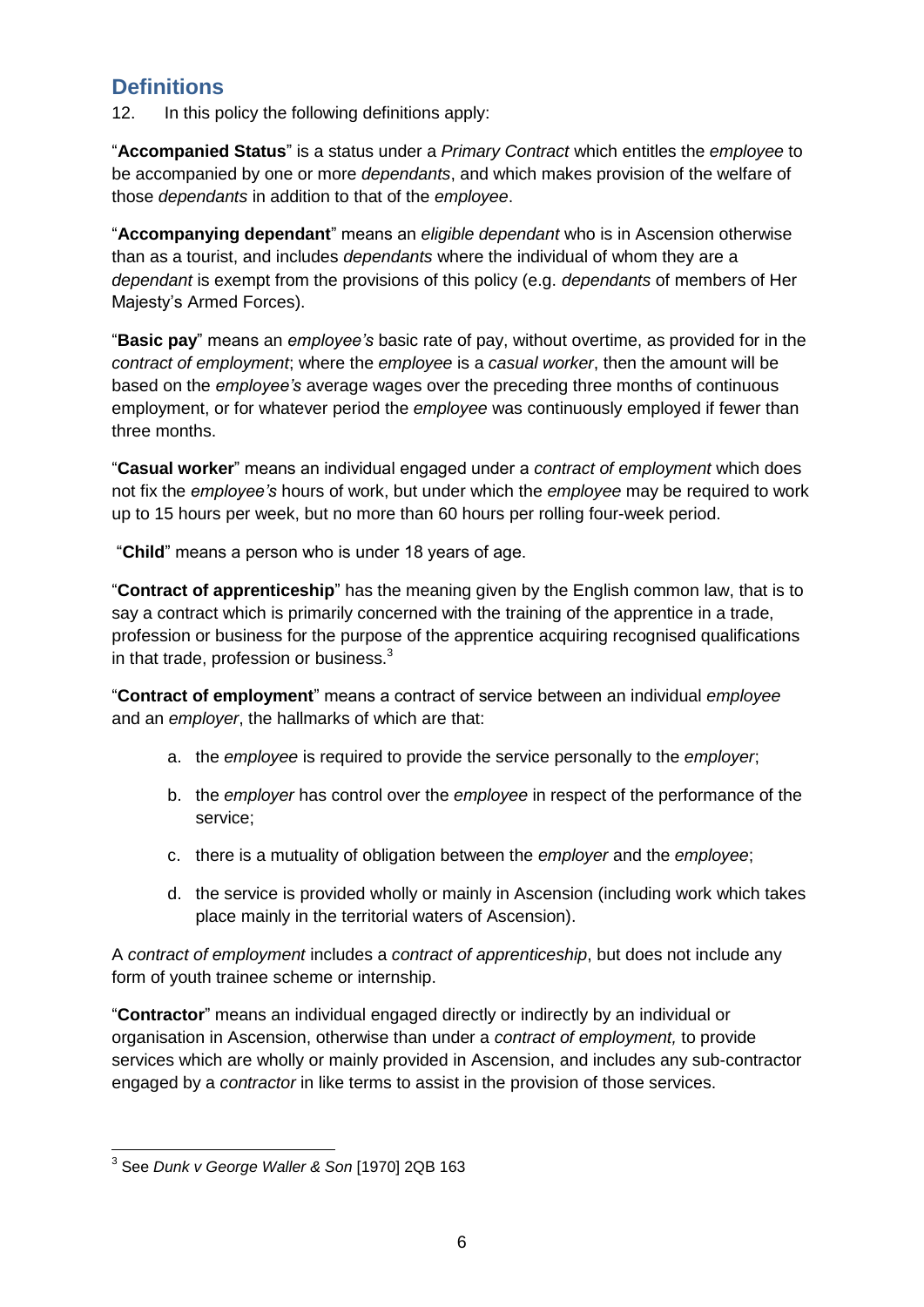## Definitions

12. In this policy the following definitions apply:

"**Accompanied Status**" is a status under a *Primary Contract* which entitles the *employee* to be accompanied by one or more *dependants*, and which makes provision of the welfare of those *dependants* in addition to that of the *employee*.

"**Accompanying dependant**" means an *eligible dependant* who is in Ascension otherwise than as a tourist, and includes *dependants* where the individual of whom they are a *dependant* is exempt from the provisions of this policy (e.g. *dependants* of members of Her Majesty's Armed Forces).

"**Basic pay**" means an *employee's* basic rate of pay, without overtime, as provided for in the *contract of employment*; where the *employee* is a *casual worker*, then the amount will be based on the *employee's* average wages over the preceding three months of continuous employment, or for whatever period the *employee* was continuously employed if fewer than three months.

"**Casual worker**" means an individual engaged under a *contract of employment* which does not fix the *employee's* hours of work, but under which the *employee* may be required to work up to 15 hours per week, but no more than 60 hours per rolling four-week period.

"**Child**" means a person who is under 18 years of age.

"**Contract of apprenticeship**" has the meaning given by the English common law, that is to say a contract which is primarily concerned with the training of the apprentice in a trade, profession or business for the purpose of the apprentice acquiring recognised qualifications in that trade, profession or business.[3]

"**Contract of employment**" means a contract of service between an individual *employee* and an *employer*, the hallmarks of which are that:

a. the *employee* is required to provide the service personally to the *employer*;

b. the *employer* has control over the *employee* in respect of the performance of the service;

c. there is a mutuality of obligation between the *employer* and the *employee*;

d. the service is provided wholly or mainly in Ascension (including work which takes place mainly in the territorial waters of Ascension).

A *contract of employment* includes a *contract of apprenticeship*, but does not include any form of youth trainee scheme or internship.

"**Contractor**" means an individual engaged directly or indirectly by an individual or organisation in Ascension, otherwise than under a *contract of employment,* to provide services which are wholly or mainly provided in Ascension, and includes any sub-contractor engaged by a *contractor* in like terms to assist in the provision of those services.

[3] See *Dunk v George Waller & Son* [1970] 2QB 163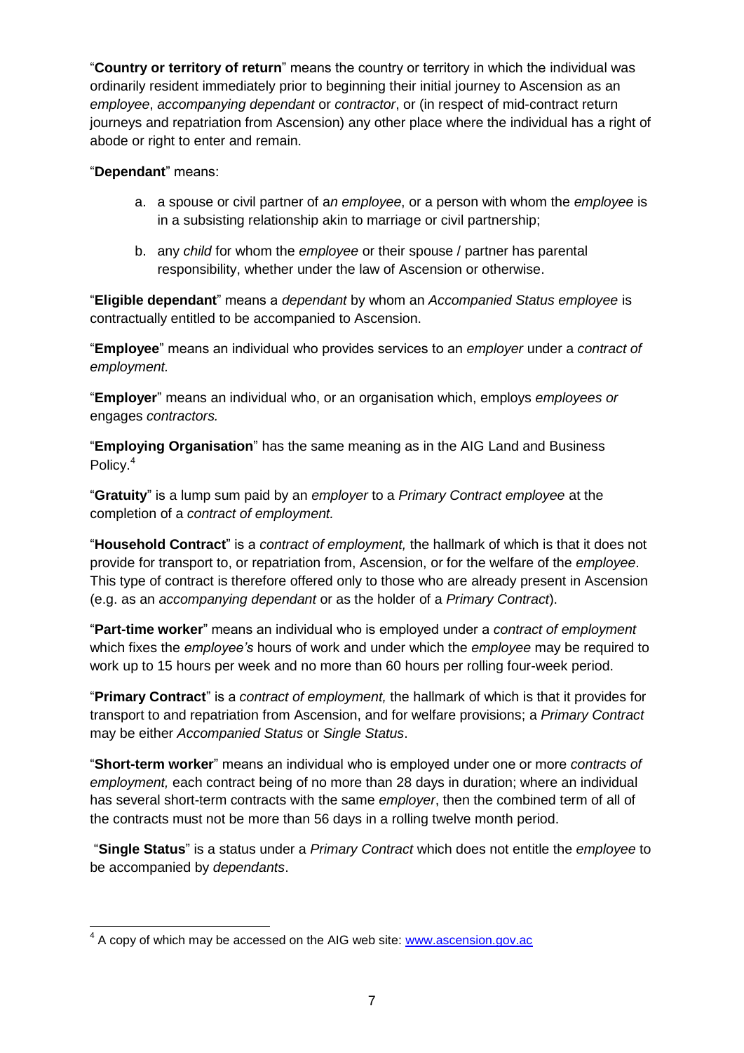"**Country or territory of return**" means the country or territory in which the individual was ordinarily resident immediately prior to beginning their initial journey to Ascension as an *employee*, *accompanying dependant* or *contractor*, or (in respect of mid-contract return journeys and repatriation from Ascension) any other place where the individual has a right of abode or right to enter and remain.

"**Dependant**" means:

a. a spouse or civil partner of a*n employee*, or a person with whom the *employee* is in a subsisting relationship akin to marriage or civil partnership;

b. any *child* for whom the *employee* or their spouse / partner has parental responsibility, whether under the law of Ascension or otherwise.

"**Eligible dependant**" means a *dependant* by whom an *Accompanied Status employee* is contractually entitled to be accompanied to Ascension.

"**Employee**" means an individual who provides services to an *employer* under a *contract of employment.*

"**Employer**" means an individual who, or an organisation which, employs *employees or* engages *contractors.*

"**Employing Organisation**" has the same meaning as in the AIG Land and Business Policy.[4]

"**Gratuity**" is a lump sum paid by an *employer* to a *Primary Contract employee* at the completion of a *contract of employment.*

"**Household Contract**" is a *contract of employment,* the hallmark of which is that it does not provide for transport to, or repatriation from, Ascension, or for the welfare of the *employee*. This type of contract is therefore offered only to those who are already present in Ascension (e.g. as an *accompanying dependant* or as the holder of a *Primary Contract*).

"**Part-time worker**" means an individual who is employed under a *contract of employment* which fixes the *employee's* hours of work and under which the *employee* may be required to work up to 15 hours per week and no more than 60 hours per rolling four-week period.

"**Primary Contract**" is a *contract of employment,* the hallmark of which is that it provides for transport to and repatriation from Ascension, and for welfare provisions; a *Primary Contract* may be either *Accompanied Status* or *Single Status*.

"**Short-term worker**" means an individual who is employed under one or more *contracts of employment,* each contract being of no more than 28 days in duration; where an individual has several short-term contracts with the same *employer*, then the combined term of all of the contracts must not be more than 56 days in a rolling twelve month period.

"**Single Status**" is a status under a *Primary Contract* which does not entitle the *employee* to be accompanied by *dependants*.

[4] A copy of which may be accessed on the AIG web site: www.ascension.gov.ac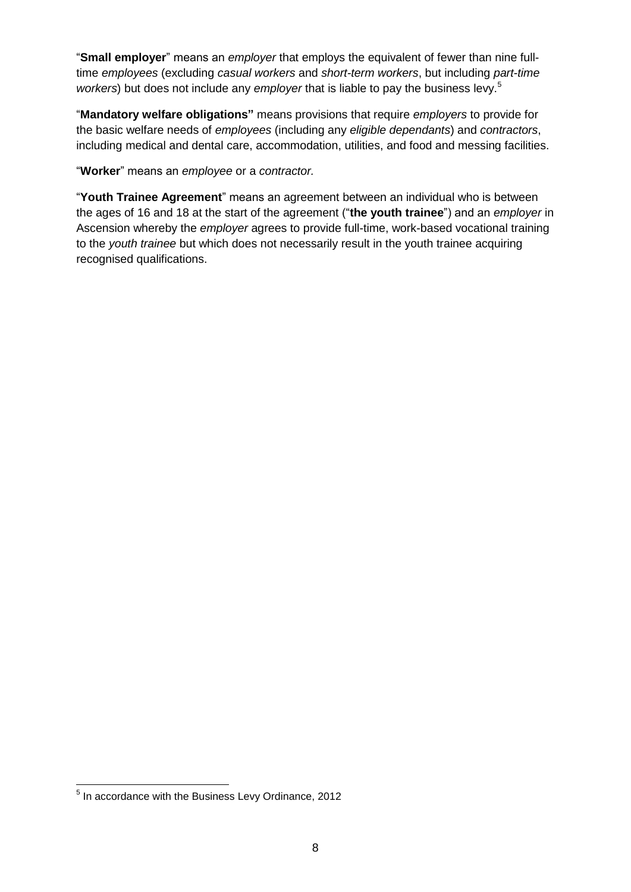"**Small employer**" means an *employer* that employs the equivalent of fewer than nine full-time *employees* (excluding *casual workers* and *short-term workers*, but including *part-time workers*) but does not include any *employer* that is liable to pay the business levy.[5]

"**Mandatory welfare obligations"** means provisions that require *employers* to provide for the basic welfare needs of *employees* (including any *eligible dependants*) and *contractors*, including medical and dental care, accommodation, utilities, and food and messing facilities.

"**Worker**" means an *employee* or a *contractor.*

"**Youth Trainee Agreement**" means an agreement between an individual who is between the ages of 16 and 18 at the start of the agreement ("**the youth trainee**") and an *employer* in Ascension whereby the *employer* agrees to provide full-time, work-based vocational training to the *youth trainee* but which does not necessarily result in the youth trainee acquiring recognised qualifications.

---

[5] In accordance with the Business Levy Ordinance, 2012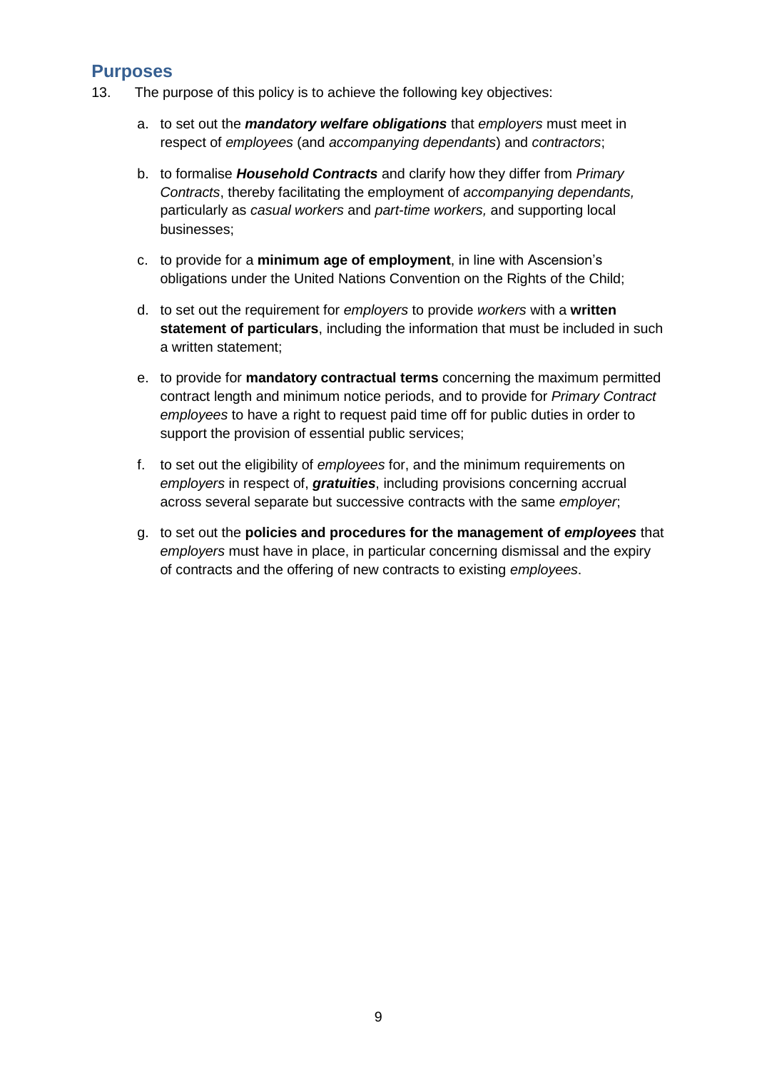## Purposes

13. The purpose of this policy is to achieve the following key objectives:

    a. to set out the ***mandatory welfare obligations*** that *employers* must meet in respect of *employees* (and *accompanying dependants*) and *contractors*;

    b. to formalise ***Household Contracts*** and clarify how they differ from *Primary Contracts*, thereby facilitating the employment of *accompanying dependants,* particularly as *casual workers* and *part-time workers,* and supporting local businesses;

    c. to provide for a **minimum age of employment**, in line with Ascension's obligations under the United Nations Convention on the Rights of the Child;

    d. to set out the requirement for *employers* to provide *workers* with a **written statement of particulars**, including the information that must be included in such a written statement;

    e. to provide for **mandatory contractual terms** concerning the maximum permitted contract length and minimum notice periods, and to provide for *Primary Contract employees* to have a right to request paid time off for public duties in order to support the provision of essential public services;

    f. to set out the eligibility of *employees* for, and the minimum requirements on *employers* in respect of, ***gratuities***, including provisions concerning accrual across several separate but successive contracts with the same *employer*;

    g. to set out the **policies and procedures for the management of *employees*** that *employers* must have in place, in particular concerning dismissal and the expiry of contracts and the offering of new contracts to existing *employees*.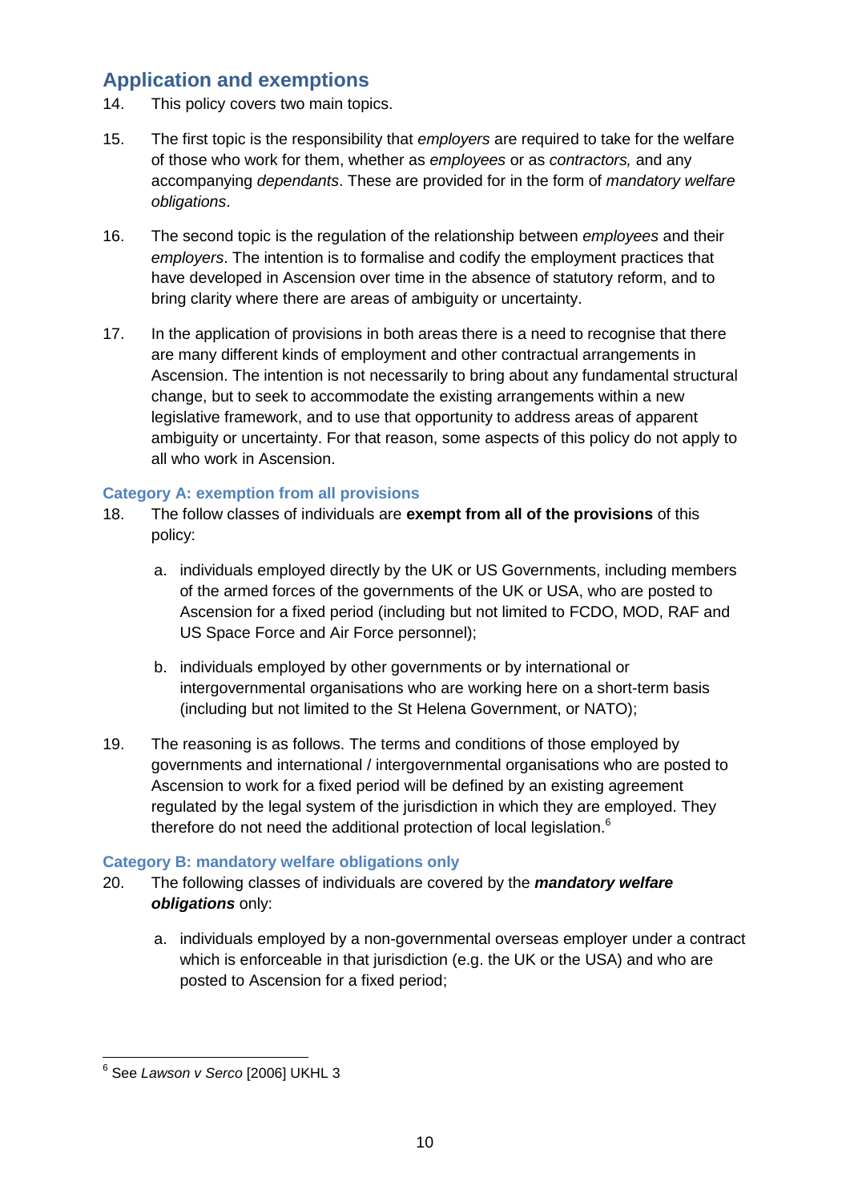## Application and exemptions

14. This policy covers two main topics.

15. The first topic is the responsibility that *employers* are required to take for the welfare of those who work for them, whether as *employees* or as *contractors,* and any accompanying *dependants*. These are provided for in the form of *mandatory welfare obligations*.

16. The second topic is the regulation of the relationship between *employees* and their *employers*. The intention is to formalise and codify the employment practices that have developed in Ascension over time in the absence of statutory reform, and to bring clarity where there are areas of ambiguity or uncertainty.

17. In the application of provisions in both areas there is a need to recognise that there are many different kinds of employment and other contractual arrangements in Ascension. The intention is not necessarily to bring about any fundamental structural change, but to seek to accommodate the existing arrangements within a new legislative framework, and to use that opportunity to address areas of apparent ambiguity or uncertainty. For that reason, some aspects of this policy do not apply to all who work in Ascension.

### Category A: exemption from all provisions

18. The follow classes of individuals are **exempt from all of the provisions** of this policy:

    a. individuals employed directly by the UK or US Governments, including members of the armed forces of the governments of the UK or USA, who are posted to Ascension for a fixed period (including but not limited to FCDO, MOD, RAF and US Space Force and Air Force personnel);

    b. individuals employed by other governments or by international or intergovernmental organisations who are working here on a short-term basis (including but not limited to the St Helena Government, or NATO);

19. The reasoning is as follows. The terms and conditions of those employed by governments and international / intergovernmental organisations who are posted to Ascension to work for a fixed period will be defined by an existing agreement regulated by the legal system of the jurisdiction in which they are employed. They therefore do not need the additional protection of local legislation.[6]

### Category B: mandatory welfare obligations only

20. The following classes of individuals are covered by the ***mandatory welfare obligations*** only:

    a. individuals employed by a non-governmental overseas employer under a contract which is enforceable in that jurisdiction (e.g. the UK or the USA) and who are posted to Ascension for a fixed period;

---

[6] See *Lawson v Serco* [2006] UKHL 3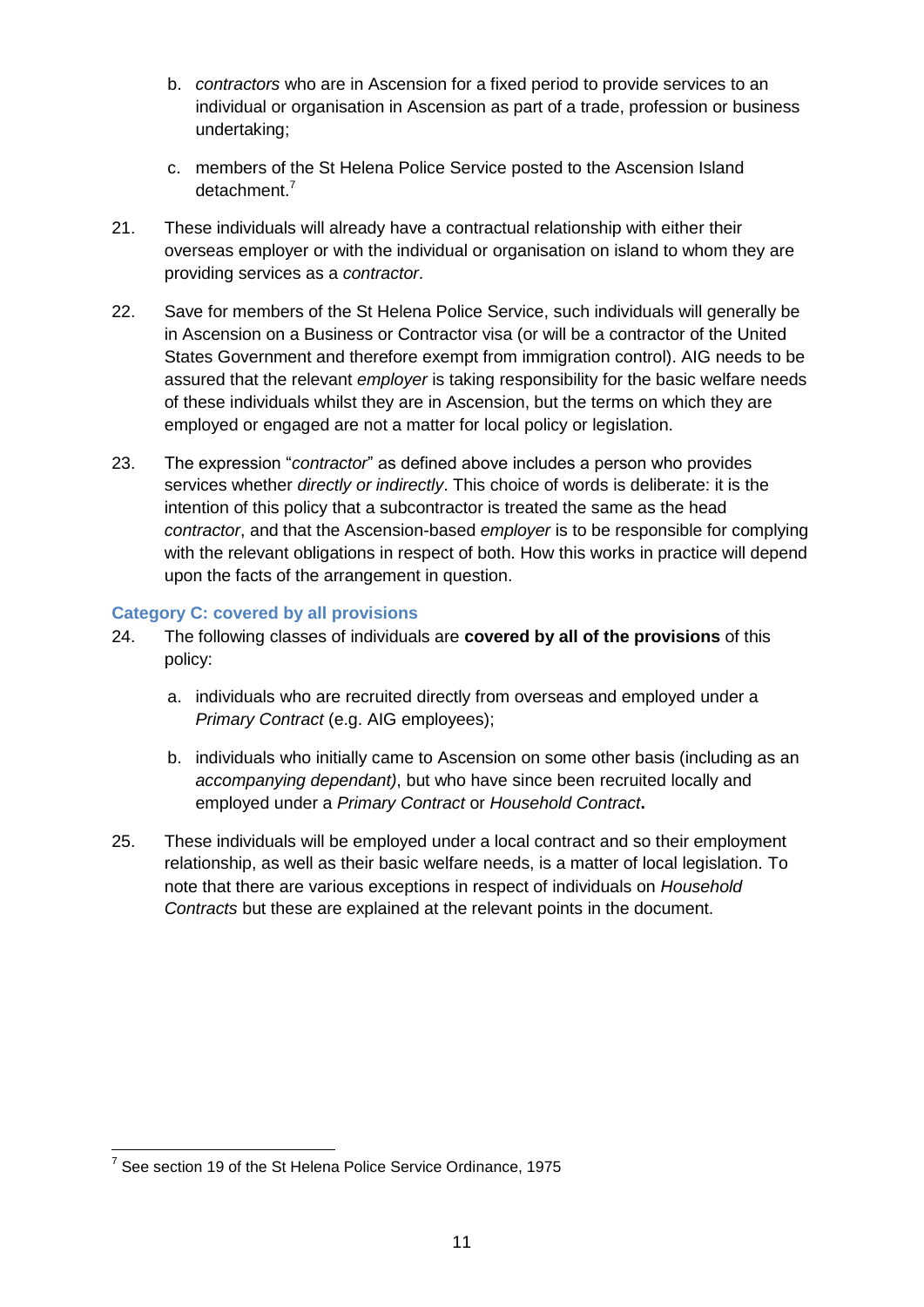b. *contractors* who are in Ascension for a fixed period to provide services to an individual or organisation in Ascension as part of a trade, profession or business undertaking;

c. members of the St Helena Police Service posted to the Ascension Island detachment.[7]

21. These individuals will already have a contractual relationship with either their overseas employer or with the individual or organisation on island to whom they are providing services as a *contractor*.

22. Save for members of the St Helena Police Service, such individuals will generally be in Ascension on a Business or Contractor visa (or will be a contractor of the United States Government and therefore exempt from immigration control). AIG needs to be assured that the relevant *employer* is taking responsibility for the basic welfare needs of these individuals whilst they are in Ascension, but the terms on which they are employed or engaged are not a matter for local policy or legislation.

23. The expression "*contractor*" as defined above includes a person who provides services whether *directly or indirectly*. This choice of words is deliberate: it is the intention of this policy that a subcontractor is treated the same as the head *contractor*, and that the Ascension-based *employer* is to be responsible for complying with the relevant obligations in respect of both. How this works in practice will depend upon the facts of the arrangement in question.

### Category C: covered by all provisions

24. The following classes of individuals are **covered by all of the provisions** of this policy:

a. individuals who are recruited directly from overseas and employed under a *Primary Contract* (e.g. AIG employees);

b. individuals who initially came to Ascension on some other basis (including as an *accompanying dependant)*, but who have since been recruited locally and employed under a *Primary Contract* or *Household Contract***.**

25. These individuals will be employed under a local contract and so their employment relationship, as well as their basic welfare needs, is a matter of local legislation. To note that there are various exceptions in respect of individuals on *Household Contracts* but these are explained at the relevant points in the document.

---

[7] See section 19 of the St Helena Police Service Ordinance, 1975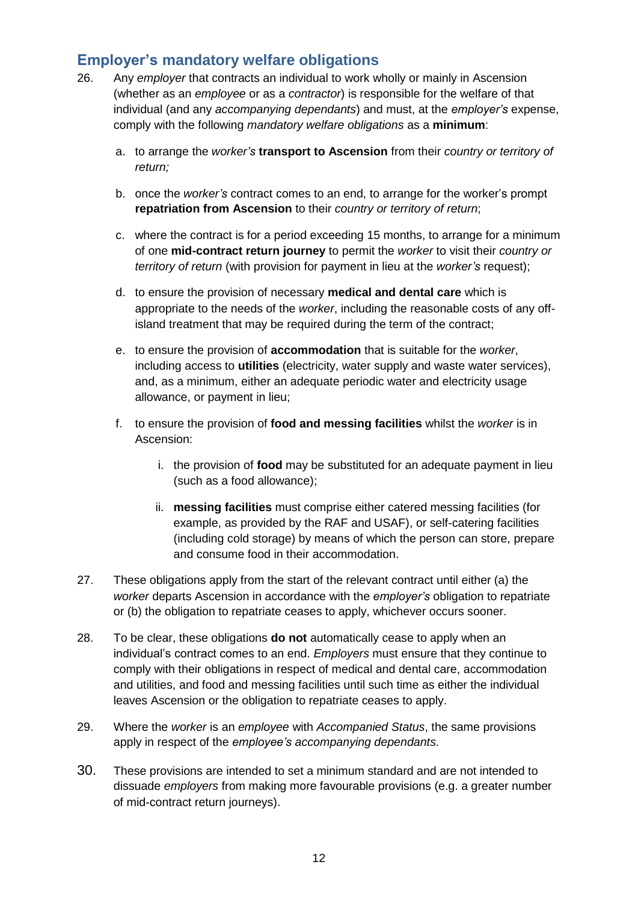## Employer's mandatory welfare obligations

26. Any *employer* that contracts an individual to work wholly or mainly in Ascension (whether as an *employee* or as a *contractor*) is responsible for the welfare of that individual (and any *accompanying dependants*) and must, at the *employer's* expense, comply with the following *mandatory welfare obligations* as a **minimum**:

    a. to arrange the *worker's* **transport to Ascension** from their *country or territory of return;*

    b. once the *worker's* contract comes to an end, to arrange for the worker's prompt **repatriation from Ascension** to their *country or territory of return*;

    c. where the contract is for a period exceeding 15 months, to arrange for a minimum of one **mid-contract return journey** to permit the *worker* to visit their *country or territory of return* (with provision for payment in lieu at the *worker's* request);

    d. to ensure the provision of necessary **medical and dental care** which is appropriate to the needs of the *worker*, including the reasonable costs of any off-island treatment that may be required during the term of the contract;

    e. to ensure the provision of **accommodation** that is suitable for the *worker*, including access to **utilities** (electricity, water supply and waste water services), and, as a minimum, either an adequate periodic water and electricity usage allowance, or payment in lieu;

    f. to ensure the provision of **food and messing facilities** whilst the *worker* is in Ascension:

        i. the provision of **food** may be substituted for an adequate payment in lieu (such as a food allowance);

        ii. **messing facilities** must comprise either catered messing facilities (for example, as provided by the RAF and USAF), or self-catering facilities (including cold storage) by means of which the person can store, prepare and consume food in their accommodation.

27. These obligations apply from the start of the relevant contract until either (a) the *worker* departs Ascension in accordance with the *employer's* obligation to repatriate or (b) the obligation to repatriate ceases to apply, whichever occurs sooner.

28. To be clear, these obligations **do not** automatically cease to apply when an individual's contract comes to an end. *Employers* must ensure that they continue to comply with their obligations in respect of medical and dental care, accommodation and utilities, and food and messing facilities until such time as either the individual leaves Ascension or the obligation to repatriate ceases to apply.

29. Where the *worker* is an *employee* with *Accompanied Status*, the same provisions apply in respect of the *employee's accompanying dependants*.

30. These provisions are intended to set a minimum standard and are not intended to dissuade *employers* from making more favourable provisions (e.g. a greater number of mid-contract return journeys).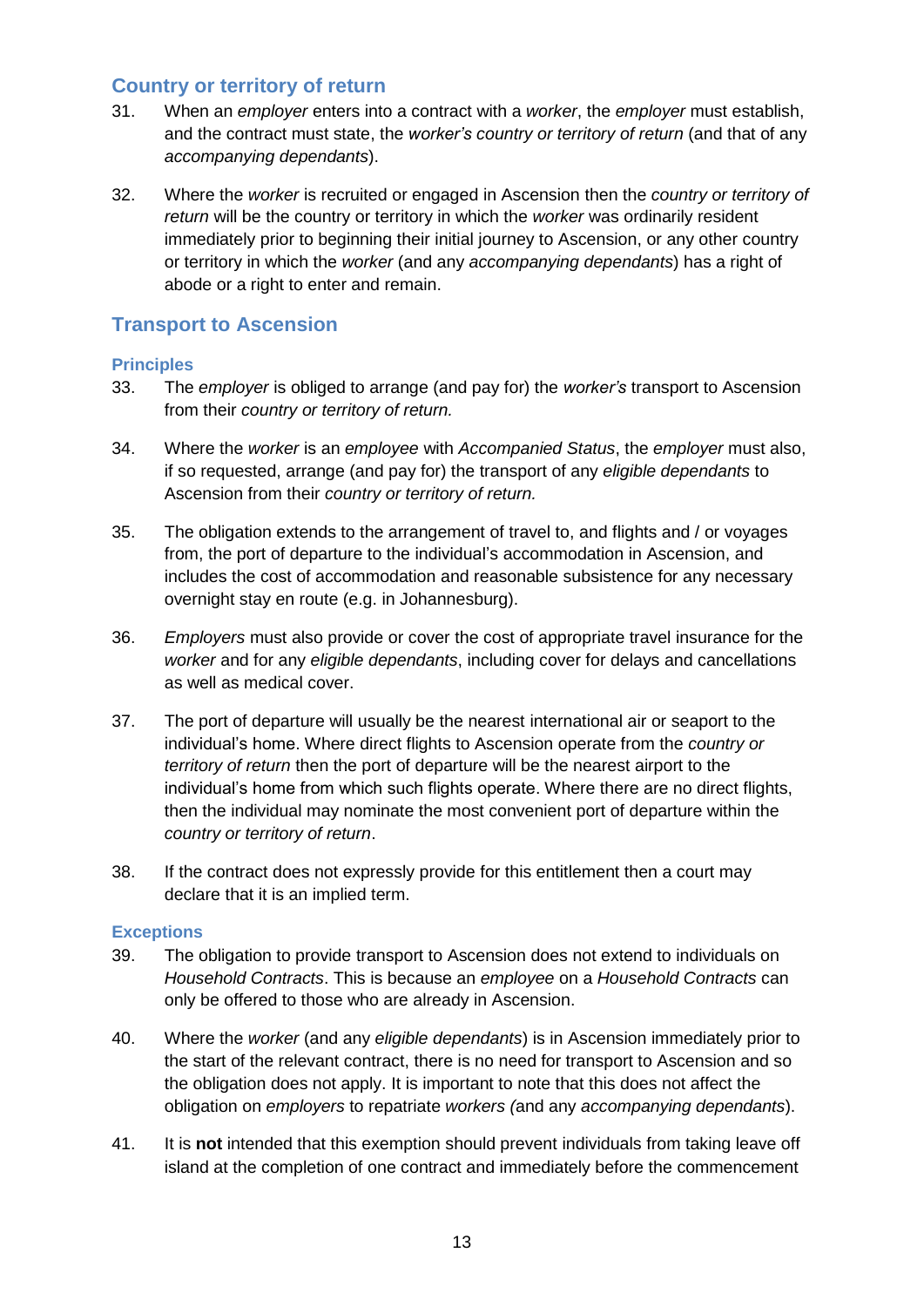## Country or territory of return

31. When an *employer* enters into a contract with a *worker*, the *employer* must establish, and the contract must state, the *worker's country or territory of return* (and that of any *accompanying dependants*).

32. Where the *worker* is recruited or engaged in Ascension then the *country or territory of return* will be the country or territory in which the *worker* was ordinarily resident immediately prior to beginning their initial journey to Ascension, or any other country or territory in which the *worker* (and any *accompanying dependants*) has a right of abode or a right to enter and remain.

## Transport to Ascension

### Principles

33. The *employer* is obliged to arrange (and pay for) the *worker's* transport to Ascension from their *country or territory of return.*

34. Where the *worker* is an *employee* with *Accompanied Status*, the *employer* must also, if so requested, arrange (and pay for) the transport of any *eligible dependants* to Ascension from their *country or territory of return.*

35. The obligation extends to the arrangement of travel to, and flights and / or voyages from, the port of departure to the individual's accommodation in Ascension, and includes the cost of accommodation and reasonable subsistence for any necessary overnight stay en route (e.g. in Johannesburg).

36. *Employers* must also provide or cover the cost of appropriate travel insurance for the *worker* and for any *eligible dependants*, including cover for delays and cancellations as well as medical cover.

37. The port of departure will usually be the nearest international air or seaport to the individual's home. Where direct flights to Ascension operate from the *country or territory of return* then the port of departure will be the nearest airport to the individual's home from which such flights operate. Where there are no direct flights, then the individual may nominate the most convenient port of departure within the *country or territory of return*.

38. If the contract does not expressly provide for this entitlement then a court may declare that it is an implied term.

### Exceptions

39. The obligation to provide transport to Ascension does not extend to individuals on *Household Contracts*. This is because an *employee* on a *Household Contracts* can only be offered to those who are already in Ascension.

40. Where the *worker* (and any *eligible dependants*) is in Ascension immediately prior to the start of the relevant contract, there is no need for transport to Ascension and so the obligation does not apply. It is important to note that this does not affect the obligation on *employers* to repatriate *workers (*and any *accompanying dependants*).

41. It is **not** intended that this exemption should prevent individuals from taking leave off island at the completion of one contract and immediately before the commencement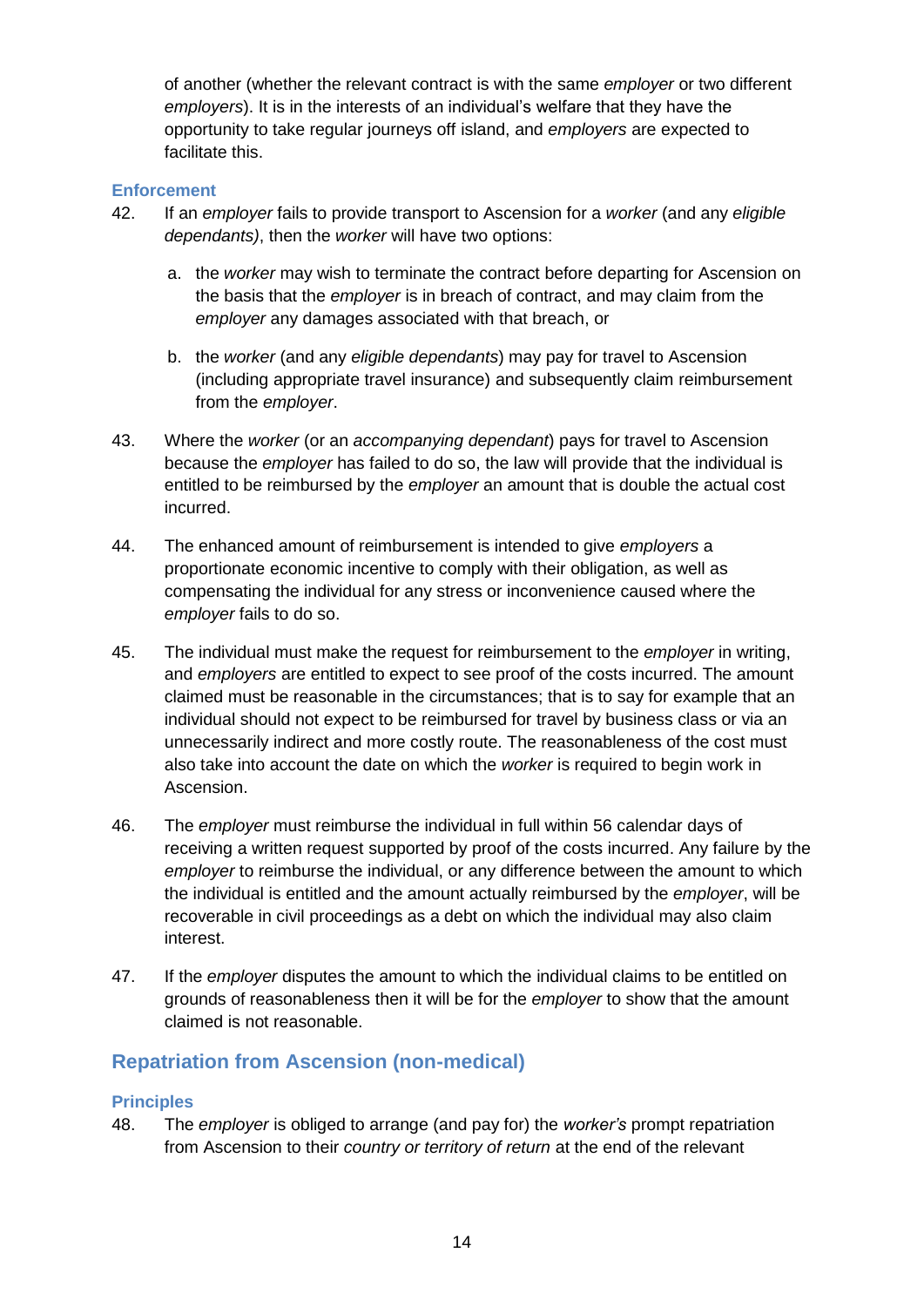of another (whether the relevant contract is with the same *employer* or two different *employers*). It is in the interests of an individual's welfare that they have the opportunity to take regular journeys off island, and *employers* are expected to facilitate this.

### Enforcement

42. If an *employer* fails to provide transport to Ascension for a *worker* (and any *eligible dependants)*, then the *worker* will have two options:

    a. the *worker* may wish to terminate the contract before departing for Ascension on the basis that the *employer* is in breach of contract, and may claim from the *employer* any damages associated with that breach, or

    b. the *worker* (and any *eligible dependants*) may pay for travel to Ascension (including appropriate travel insurance) and subsequently claim reimbursement from the *employer*.

43. Where the *worker* (or an *accompanying dependant*) pays for travel to Ascension because the *employer* has failed to do so, the law will provide that the individual is entitled to be reimbursed by the *employer* an amount that is double the actual cost incurred.

44. The enhanced amount of reimbursement is intended to give *employers* a proportionate economic incentive to comply with their obligation, as well as compensating the individual for any stress or inconvenience caused where the *employer* fails to do so.

45. The individual must make the request for reimbursement to the *employer* in writing, and *employers* are entitled to expect to see proof of the costs incurred. The amount claimed must be reasonable in the circumstances; that is to say for example that an individual should not expect to be reimbursed for travel by business class or via an unnecessarily indirect and more costly route. The reasonableness of the cost must also take into account the date on which the *worker* is required to begin work in Ascension.

46. The *employer* must reimburse the individual in full within 56 calendar days of receiving a written request supported by proof of the costs incurred. Any failure by the *employer* to reimburse the individual, or any difference between the amount to which the individual is entitled and the amount actually reimbursed by the *employer*, will be recoverable in civil proceedings as a debt on which the individual may also claim interest.

47. If the *employer* disputes the amount to which the individual claims to be entitled on grounds of reasonableness then it will be for the *employer* to show that the amount claimed is not reasonable.

## Repatriation from Ascension (non-medical)

### Principles

48. The *employer* is obliged to arrange (and pay for) the *worker's* prompt repatriation from Ascension to their *country or territory of return* at the end of the relevant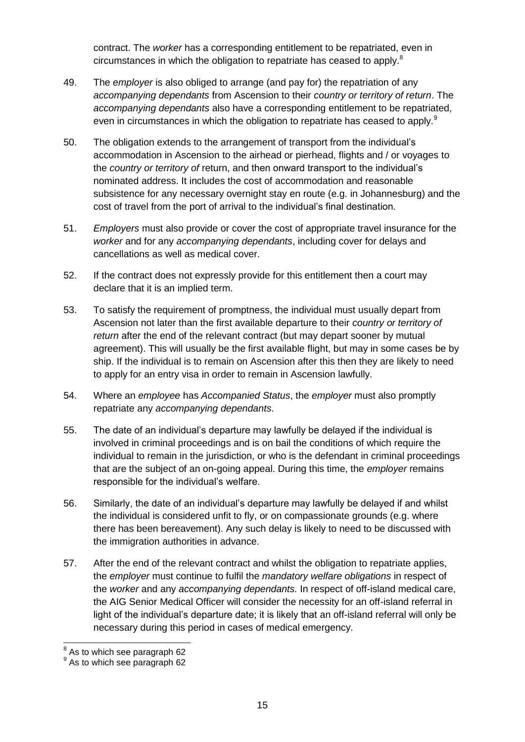contract. The *worker* has a corresponding entitlement to be repatriated, even in circumstances in which the obligation to repatriate has ceased to apply.[8]

49. The *employer* is also obliged to arrange (and pay for) the repatriation of any *accompanying dependants* from Ascension to their *country or territory of return*. The *accompanying dependants* also have a corresponding entitlement to be repatriated, even in circumstances in which the obligation to repatriate has ceased to apply.[9]

50. The obligation extends to the arrangement of transport from the individual's accommodation in Ascension to the airhead or pierhead, flights and / or voyages to the *country or territory of* return, and then onward transport to the individual's nominated address. It includes the cost of accommodation and reasonable subsistence for any necessary overnight stay en route (e.g. in Johannesburg) and the cost of travel from the port of arrival to the individual's final destination.

51. *Employers* must also provide or cover the cost of appropriate travel insurance for the *worker* and for any *accompanying dependants*, including cover for delays and cancellations as well as medical cover.

52. If the contract does not expressly provide for this entitlement then a court may declare that it is an implied term.

53. To satisfy the requirement of promptness, the individual must usually depart from Ascension not later than the first available departure to their *country or territory of return* after the end of the relevant contract (but may depart sooner by mutual agreement). This will usually be the first available flight, but may in some cases be by ship. If the individual is to remain on Ascension after this then they are likely to need to apply for an entry visa in order to remain in Ascension lawfully.

54. Where an *employee* has *Accompanied Status*, the *employer* must also promptly repatriate any *accompanying dependants*.

55. The date of an individual's departure may lawfully be delayed if the individual is involved in criminal proceedings and is on bail the conditions of which require the individual to remain in the jurisdiction, or who is the defendant in criminal proceedings that are the subject of an on-going appeal. During this time, the *employer* remains responsible for the individual's welfare.

56. Similarly, the date of an individual's departure may lawfully be delayed if and whilst the individual is considered unfit to fly, or on compassionate grounds (e.g. where there has been bereavement). Any such delay is likely to need to be discussed with the immigration authorities in advance.

57. After the end of the relevant contract and whilst the obligation to repatriate applies, the *employer* must continue to fulfil the *mandatory welfare obligations* in respect of the *worker* and any *accompanying dependants.* In respect of off-island medical care, the AIG Senior Medical Officer will consider the necessity for an off-island referral in light of the individual's departure date; it is likely that an off-island referral will only be necessary during this period in cases of medical emergency.

---

[8] As to which see paragraph 62

[9] As to which see paragraph 62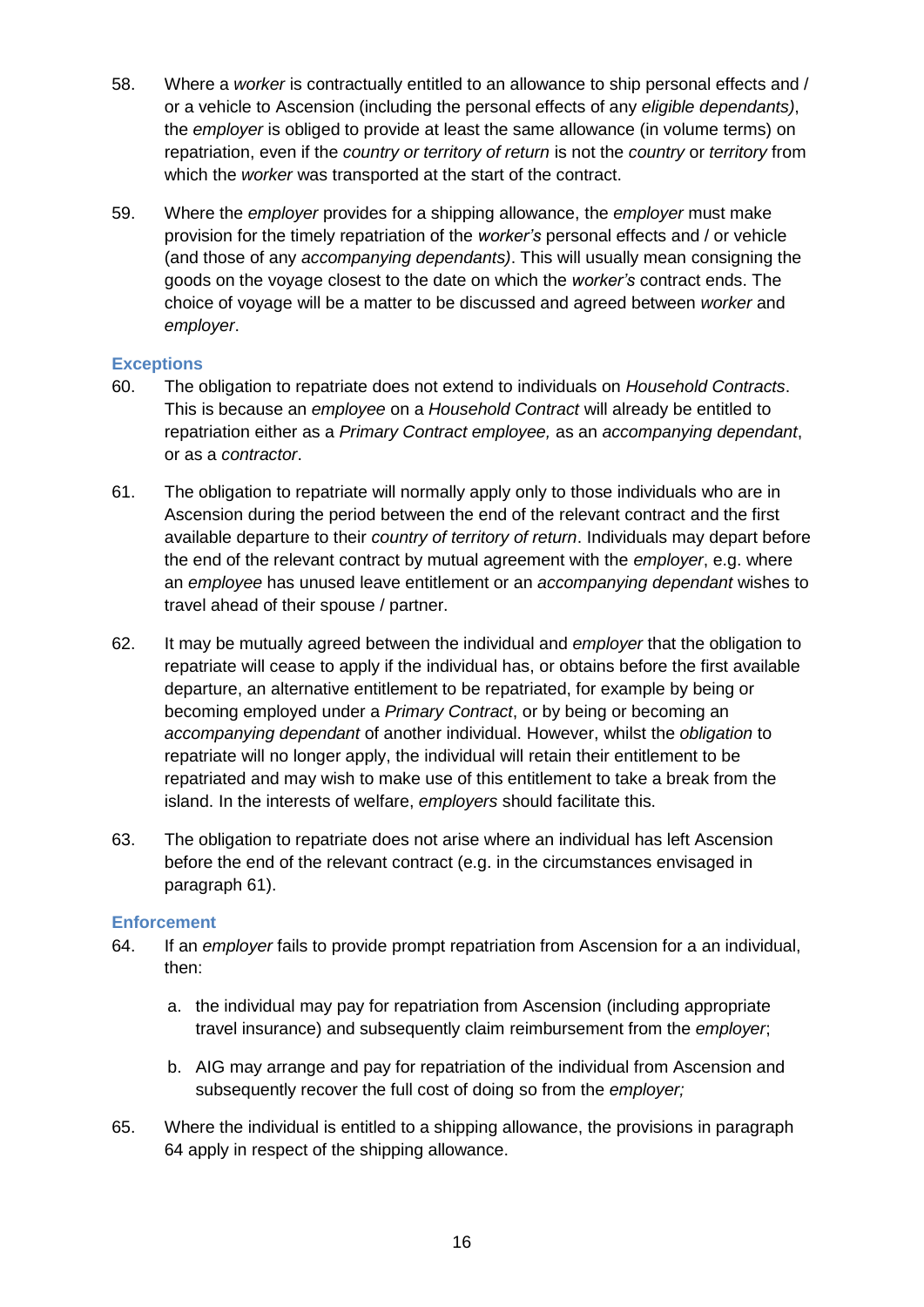58. Where a *worker* is contractually entitled to an allowance to ship personal effects and / or a vehicle to Ascension (including the personal effects of any *eligible dependants)*, the *employer* is obliged to provide at least the same allowance (in volume terms) on repatriation, even if the *country or territory of return* is not the *country* or *territory* from which the *worker* was transported at the start of the contract.

59. Where the *employer* provides for a shipping allowance, the *employer* must make provision for the timely repatriation of the *worker's* personal effects and / or vehicle (and those of any *accompanying dependants)*. This will usually mean consigning the goods on the voyage closest to the date on which the *worker's* contract ends. The choice of voyage will be a matter to be discussed and agreed between *worker* and *employer*.

### Exceptions

60. The obligation to repatriate does not extend to individuals on *Household Contracts*. This is because an *employee* on a *Household Contract* will already be entitled to repatriation either as a *Primary Contract employee,* as an *accompanying dependant*, or as a *contractor*.

61. The obligation to repatriate will normally apply only to those individuals who are in Ascension during the period between the end of the relevant contract and the first available departure to their *country of territory of return*. Individuals may depart before the end of the relevant contract by mutual agreement with the *employer*, e.g. where an *employee* has unused leave entitlement or an *accompanying dependant* wishes to travel ahead of their spouse / partner.

62. It may be mutually agreed between the individual and *employer* that the obligation to repatriate will cease to apply if the individual has, or obtains before the first available departure, an alternative entitlement to be repatriated, for example by being or becoming employed under a *Primary Contract*, or by being or becoming an *accompanying dependant* of another individual. However, whilst the *obligation* to repatriate will no longer apply, the individual will retain their entitlement to be repatriated and may wish to make use of this entitlement to take a break from the island. In the interests of welfare, *employers* should facilitate this.

63. The obligation to repatriate does not arise where an individual has left Ascension before the end of the relevant contract (e.g. in the circumstances envisaged in paragraph 61).

### Enforcement

64. If an *employer* fails to provide prompt repatriation from Ascension for a an individual, then:

    a. the individual may pay for repatriation from Ascension (including appropriate travel insurance) and subsequently claim reimbursement from the *employer*;

    b. AIG may arrange and pay for repatriation of the individual from Ascension and subsequently recover the full cost of doing so from the *employer;*

65. Where the individual is entitled to a shipping allowance, the provisions in paragraph 64 apply in respect of the shipping allowance.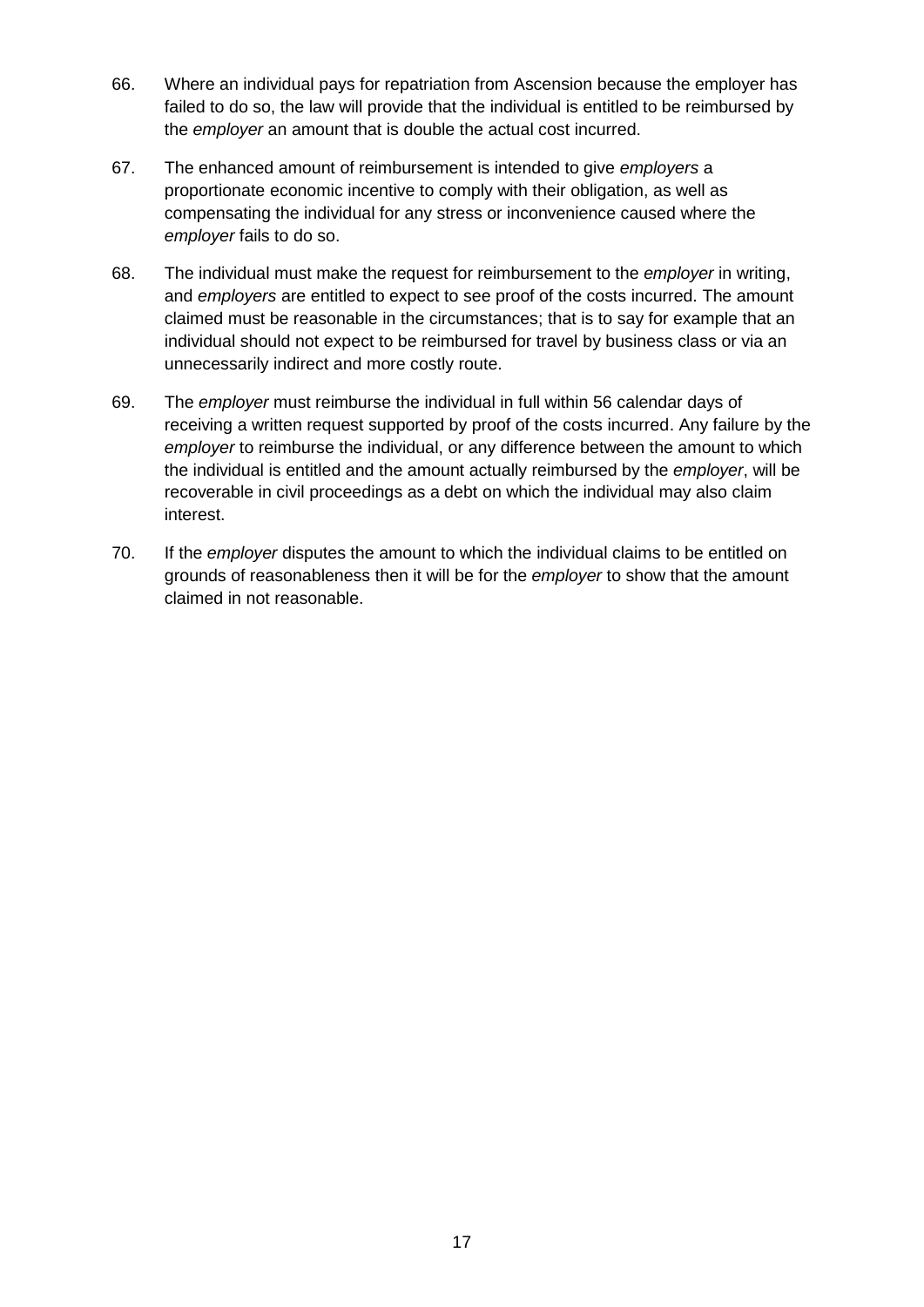66. Where an individual pays for repatriation from Ascension because the employer has failed to do so, the law will provide that the individual is entitled to be reimbursed by the *employer* an amount that is double the actual cost incurred.

67. The enhanced amount of reimbursement is intended to give *employers* a proportionate economic incentive to comply with their obligation, as well as compensating the individual for any stress or inconvenience caused where the *employer* fails to do so.

68. The individual must make the request for reimbursement to the *employer* in writing, and *employers* are entitled to expect to see proof of the costs incurred. The amount claimed must be reasonable in the circumstances; that is to say for example that an individual should not expect to be reimbursed for travel by business class or via an unnecessarily indirect and more costly route.

69. The *employer* must reimburse the individual in full within 56 calendar days of receiving a written request supported by proof of the costs incurred. Any failure by the *employer* to reimburse the individual, or any difference between the amount to which the individual is entitled and the amount actually reimbursed by the *employer*, will be recoverable in civil proceedings as a debt on which the individual may also claim interest.

70. If the *employer* disputes the amount to which the individual claims to be entitled on grounds of reasonableness then it will be for the *employer* to show that the amount claimed in not reasonable.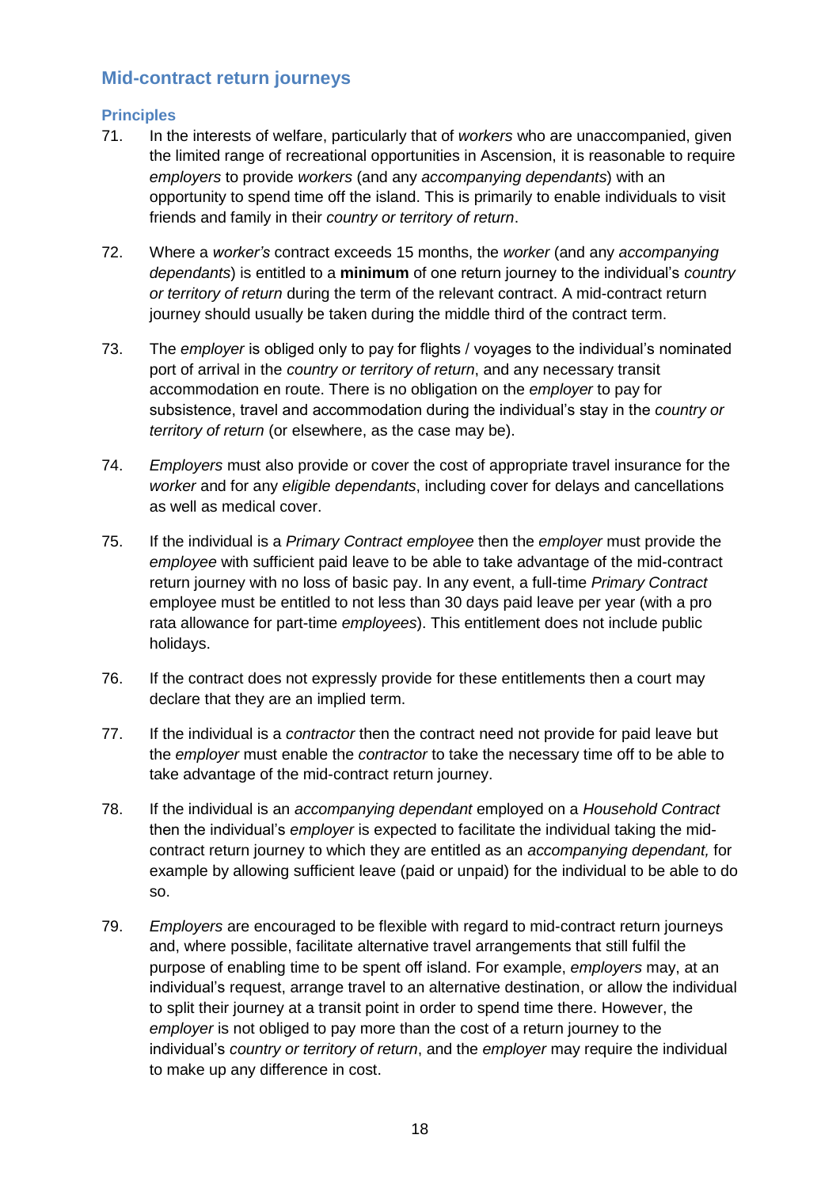## Mid-contract return journeys

### Principles

71. In the interests of welfare, particularly that of *workers* who are unaccompanied, given the limited range of recreational opportunities in Ascension, it is reasonable to require *employers* to provide *workers* (and any *accompanying dependants*) with an opportunity to spend time off the island. This is primarily to enable individuals to visit friends and family in their *country or territory of return*.

72. Where a *worker's* contract exceeds 15 months, the *worker* (and any *accompanying dependants*) is entitled to a **minimum** of one return journey to the individual's *country or territory of return* during the term of the relevant contract. A mid-contract return journey should usually be taken during the middle third of the contract term.

73. The *employer* is obliged only to pay for flights / voyages to the individual's nominated port of arrival in the *country or territory of return*, and any necessary transit accommodation en route. There is no obligation on the *employer* to pay for subsistence, travel and accommodation during the individual's stay in the *country or territory of return* (or elsewhere, as the case may be).

74. *Employers* must also provide or cover the cost of appropriate travel insurance for the *worker* and for any *eligible dependants*, including cover for delays and cancellations as well as medical cover.

75. If the individual is a *Primary Contract employee* then the *employer* must provide the *employee* with sufficient paid leave to be able to take advantage of the mid-contract return journey with no loss of basic pay. In any event, a full-time *Primary Contract* employee must be entitled to not less than 30 days paid leave per year (with a pro rata allowance for part-time *employees*). This entitlement does not include public holidays.

76. If the contract does not expressly provide for these entitlements then a court may declare that they are an implied term.

77. If the individual is a *contractor* then the contract need not provide for paid leave but the *employer* must enable the *contractor* to take the necessary time off to be able to take advantage of the mid-contract return journey.

78. If the individual is an *accompanying dependant* employed on a *Household Contract* then the individual's *employer* is expected to facilitate the individual taking the mid-contract return journey to which they are entitled as an *accompanying dependant,* for example by allowing sufficient leave (paid or unpaid) for the individual to be able to do so.

79. *Employers* are encouraged to be flexible with regard to mid-contract return journeys and, where possible, facilitate alternative travel arrangements that still fulfil the purpose of enabling time to be spent off island. For example, *employers* may, at an individual's request, arrange travel to an alternative destination, or allow the individual to split their journey at a transit point in order to spend time there. However, the *employer* is not obliged to pay more than the cost of a return journey to the individual's *country or territory of return*, and the *employer* may require the individual to make up any difference in cost.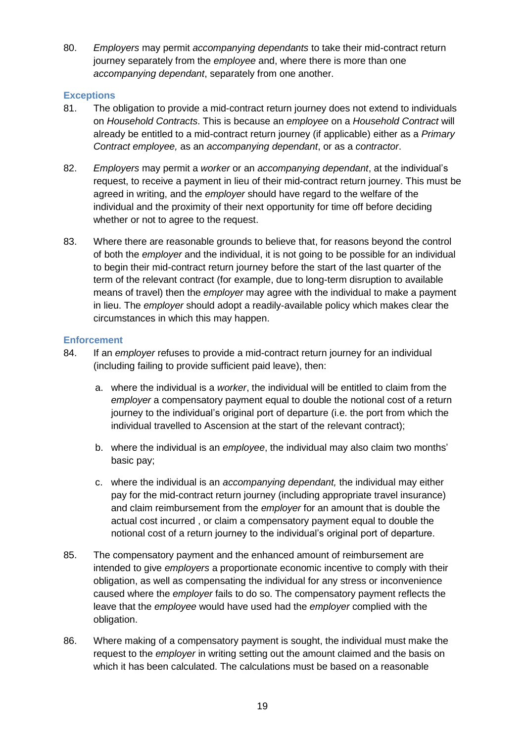80. *Employers* may permit *accompanying dependants* to take their mid-contract return journey separately from the *employee* and, where there is more than one *accompanying dependant*, separately from one another.

### Exceptions

81. The obligation to provide a mid-contract return journey does not extend to individuals on *Household Contracts*. This is because an *employee* on a *Household Contract* will already be entitled to a mid-contract return journey (if applicable) either as a *Primary Contract employee,* as an *accompanying dependant*, or as a *contractor*.

82. *Employers* may permit a *worker* or an *accompanying dependant*, at the individual's request, to receive a payment in lieu of their mid-contract return journey. This must be agreed in writing, and the *employer* should have regard to the welfare of the individual and the proximity of their next opportunity for time off before deciding whether or not to agree to the request.

83. Where there are reasonable grounds to believe that, for reasons beyond the control of both the *employer* and the individual, it is not going to be possible for an individual to begin their mid-contract return journey before the start of the last quarter of the term of the relevant contract (for example, due to long-term disruption to available means of travel) then the *employer* may agree with the individual to make a payment in lieu. The *employer* should adopt a readily-available policy which makes clear the circumstances in which this may happen.

### Enforcement

84. If an *employer* refuses to provide a mid-contract return journey for an individual (including failing to provide sufficient paid leave), then:

    a. where the individual is a *worker*, the individual will be entitled to claim from the *employer* a compensatory payment equal to double the notional cost of a return journey to the individual's original port of departure (i.e. the port from which the individual travelled to Ascension at the start of the relevant contract);

    b. where the individual is an *employee*, the individual may also claim two months' basic pay;

    c. where the individual is an *accompanying dependant,* the individual may either pay for the mid-contract return journey (including appropriate travel insurance) and claim reimbursement from the *employer* for an amount that is double the actual cost incurred , or claim a compensatory payment equal to double the notional cost of a return journey to the individual's original port of departure.

85. The compensatory payment and the enhanced amount of reimbursement are intended to give *employers* a proportionate economic incentive to comply with their obligation, as well as compensating the individual for any stress or inconvenience caused where the *employer* fails to do so. The compensatory payment reflects the leave that the *employee* would have used had the *employer* complied with the obligation.

86. Where making of a compensatory payment is sought, the individual must make the request to the *employer* in writing setting out the amount claimed and the basis on which it has been calculated. The calculations must be based on a reasonable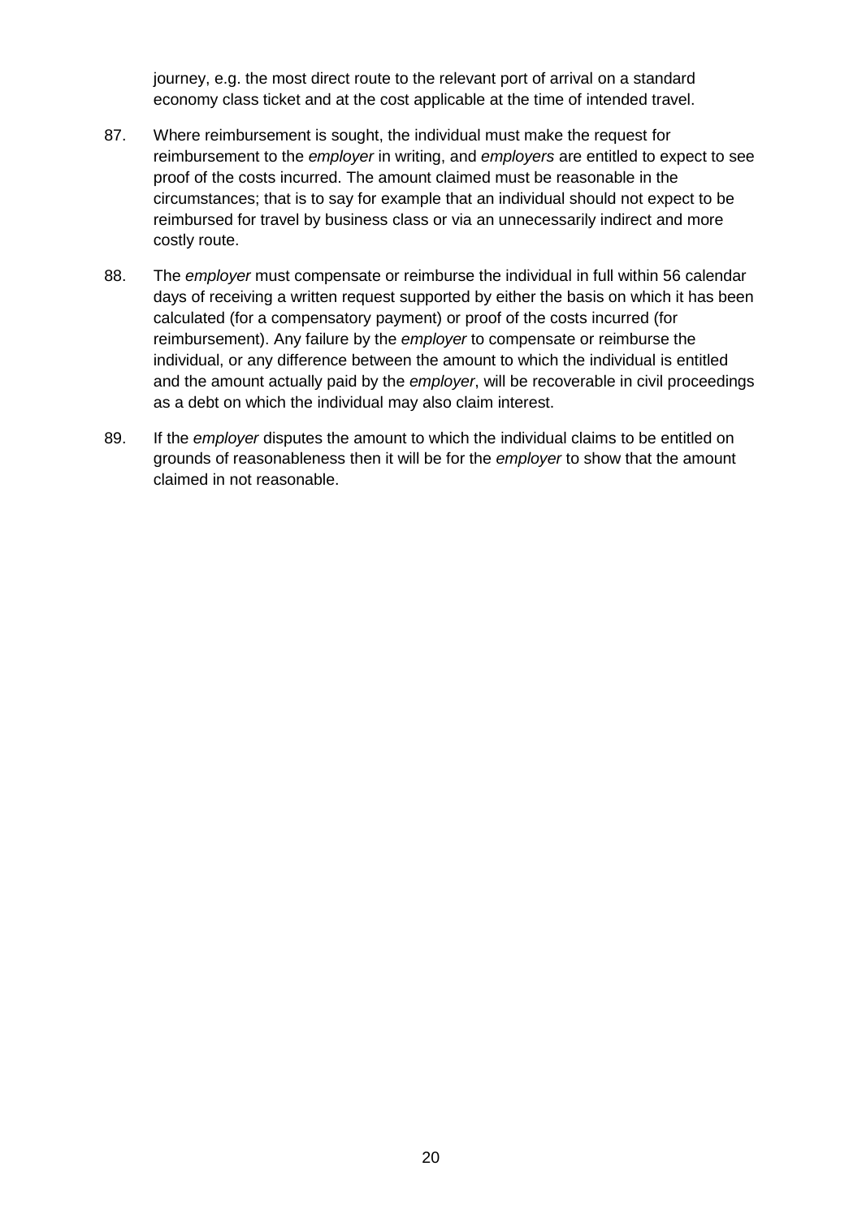journey, e.g. the most direct route to the relevant port of arrival on a standard economy class ticket and at the cost applicable at the time of intended travel.

87. Where reimbursement is sought, the individual must make the request for reimbursement to the *employer* in writing, and *employers* are entitled to expect to see proof of the costs incurred. The amount claimed must be reasonable in the circumstances; that is to say for example that an individual should not expect to be reimbursed for travel by business class or via an unnecessarily indirect and more costly route.

88. The *employer* must compensate or reimburse the individual in full within 56 calendar days of receiving a written request supported by either the basis on which it has been calculated (for a compensatory payment) or proof of the costs incurred (for reimbursement). Any failure by the *employer* to compensate or reimburse the individual, or any difference between the amount to which the individual is entitled and the amount actually paid by the *employer*, will be recoverable in civil proceedings as a debt on which the individual may also claim interest.

89. If the *employer* disputes the amount to which the individual claims to be entitled on grounds of reasonableness then it will be for the *employer* to show that the amount claimed in not reasonable.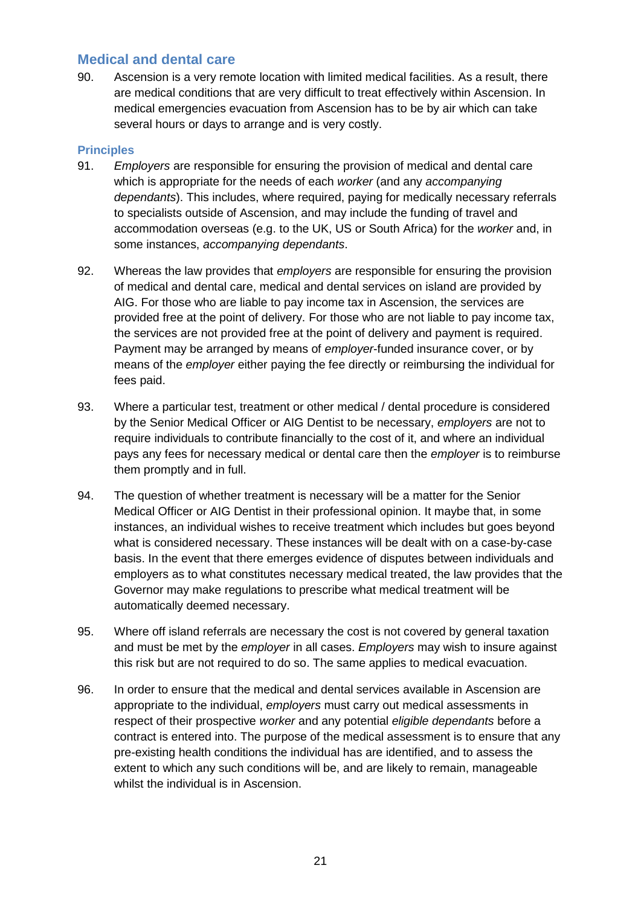## Medical and dental care

90. Ascension is a very remote location with limited medical facilities. As a result, there are medical conditions that are very difficult to treat effectively within Ascension. In medical emergencies evacuation from Ascension has to be by air which can take several hours or days to arrange and is very costly.

### Principles

91. *Employers* are responsible for ensuring the provision of medical and dental care which is appropriate for the needs of each *worker* (and any *accompanying dependants*). This includes, where required, paying for medically necessary referrals to specialists outside of Ascension, and may include the funding of travel and accommodation overseas (e.g. to the UK, US or South Africa) for the *worker* and, in some instances, *accompanying dependants*.

92. Whereas the law provides that *employers* are responsible for ensuring the provision of medical and dental care, medical and dental services on island are provided by AIG. For those who are liable to pay income tax in Ascension, the services are provided free at the point of delivery. For those who are not liable to pay income tax, the services are not provided free at the point of delivery and payment is required. Payment may be arranged by means of *employer*-funded insurance cover, or by means of the *employer* either paying the fee directly or reimbursing the individual for fees paid.

93. Where a particular test, treatment or other medical / dental procedure is considered by the Senior Medical Officer or AIG Dentist to be necessary, *employers* are not to require individuals to contribute financially to the cost of it, and where an individual pays any fees for necessary medical or dental care then the *employer* is to reimburse them promptly and in full.

94. The question of whether treatment is necessary will be a matter for the Senior Medical Officer or AIG Dentist in their professional opinion. It maybe that, in some instances, an individual wishes to receive treatment which includes but goes beyond what is considered necessary. These instances will be dealt with on a case-by-case basis. In the event that there emerges evidence of disputes between individuals and employers as to what constitutes necessary medical treated, the law provides that the Governor may make regulations to prescribe what medical treatment will be automatically deemed necessary.

95. Where off island referrals are necessary the cost is not covered by general taxation and must be met by the *employer* in all cases. *Employers* may wish to insure against this risk but are not required to do so. The same applies to medical evacuation.

96. In order to ensure that the medical and dental services available in Ascension are appropriate to the individual, *employers* must carry out medical assessments in respect of their prospective *worker* and any potential *eligible dependants* before a contract is entered into. The purpose of the medical assessment is to ensure that any pre-existing health conditions the individual has are identified, and to assess the extent to which any such conditions will be, and are likely to remain, manageable whilst the individual is in Ascension.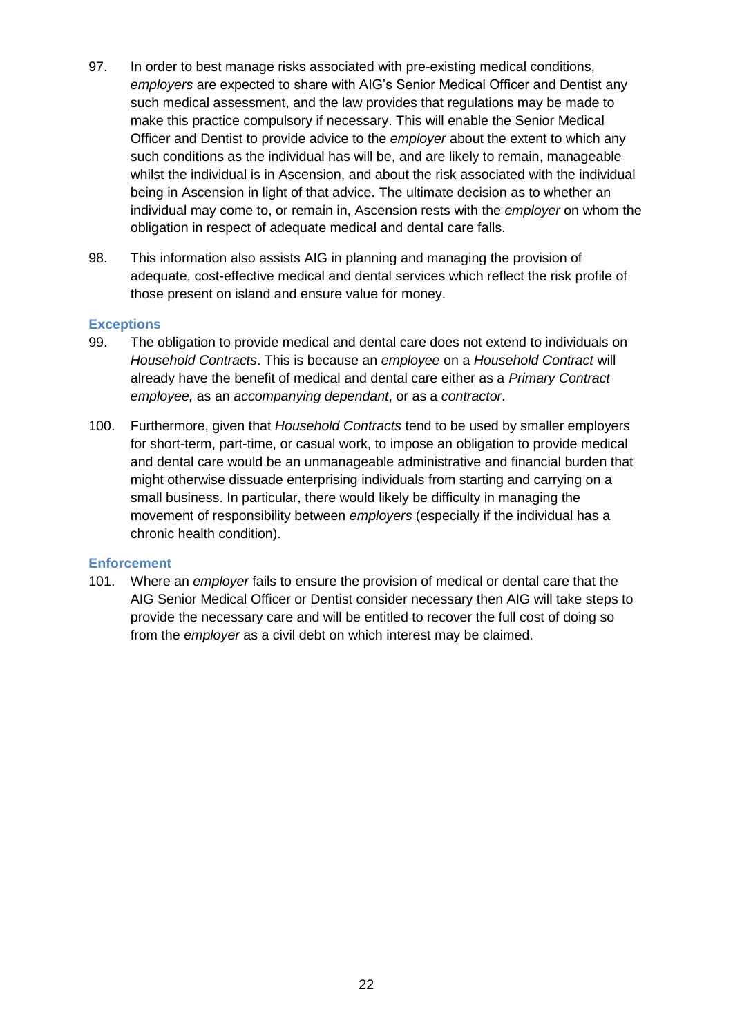97. In order to best manage risks associated with pre-existing medical conditions, *employers* are expected to share with AIG's Senior Medical Officer and Dentist any such medical assessment, and the law provides that regulations may be made to make this practice compulsory if necessary. This will enable the Senior Medical Officer and Dentist to provide advice to the *employer* about the extent to which any such conditions as the individual has will be, and are likely to remain, manageable whilst the individual is in Ascension, and about the risk associated with the individual being in Ascension in light of that advice. The ultimate decision as to whether an individual may come to, or remain in, Ascension rests with the *employer* on whom the obligation in respect of adequate medical and dental care falls.

98. This information also assists AIG in planning and managing the provision of adequate, cost-effective medical and dental services which reflect the risk profile of those present on island and ensure value for money.

### Exceptions

99. The obligation to provide medical and dental care does not extend to individuals on *Household Contracts*. This is because an *employee* on a *Household Contract* will already have the benefit of medical and dental care either as a *Primary Contract employee,* as an *accompanying dependant*, or as a *contractor*.

100. Furthermore, given that *Household Contracts* tend to be used by smaller employers for short-term, part-time, or casual work, to impose an obligation to provide medical and dental care would be an unmanageable administrative and financial burden that might otherwise dissuade enterprising individuals from starting and carrying on a small business. In particular, there would likely be difficulty in managing the movement of responsibility between *employers* (especially if the individual has a chronic health condition).

### Enforcement

101. Where an *employer* fails to ensure the provision of medical or dental care that the AIG Senior Medical Officer or Dentist consider necessary then AIG will take steps to provide the necessary care and will be entitled to recover the full cost of doing so from the *employer* as a civil debt on which interest may be claimed.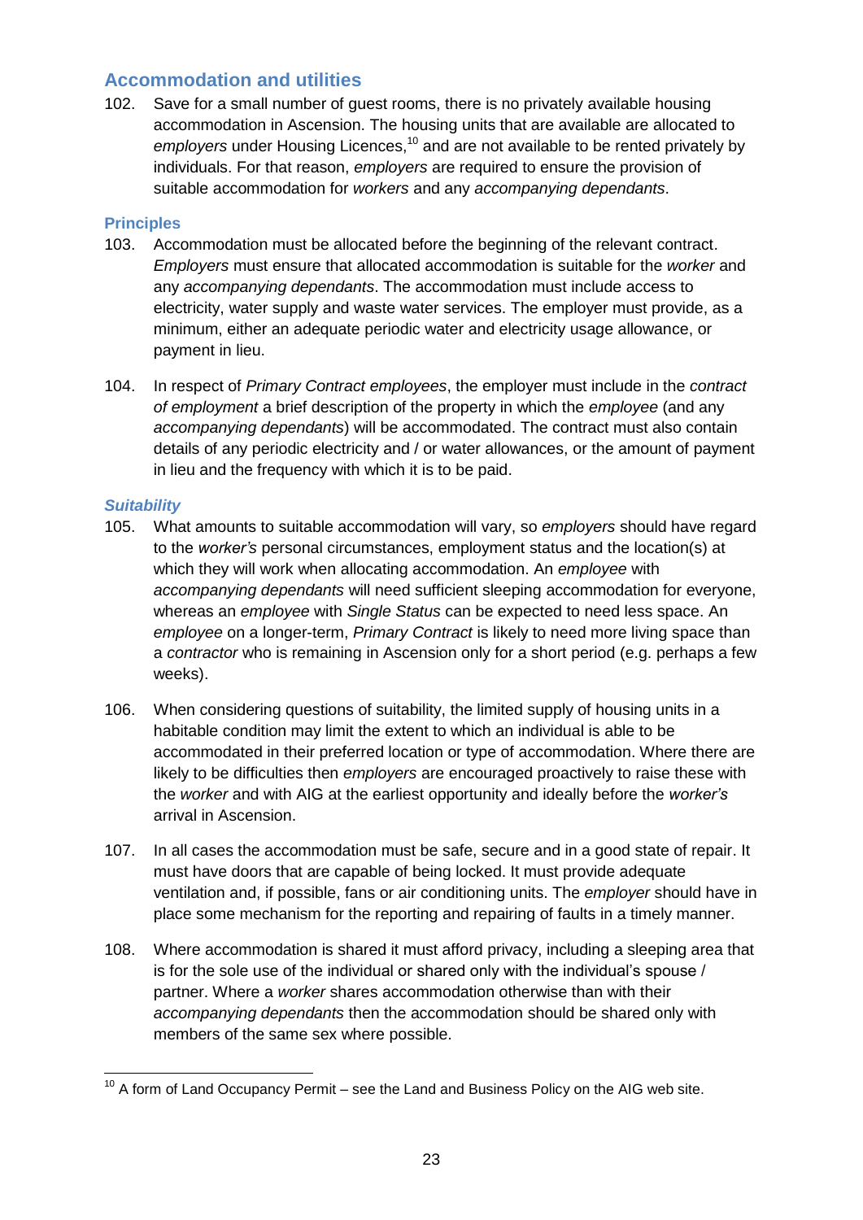## Accommodation and utilities

102. Save for a small number of guest rooms, there is no privately available housing accommodation in Ascension. The housing units that are available are allocated to *employers* under Housing Licences,[10] and are not available to be rented privately by individuals. For that reason, *employers* are required to ensure the provision of suitable accommodation for *workers* and any *accompanying dependants*.

### Principles

103. Accommodation must be allocated before the beginning of the relevant contract. *Employers* must ensure that allocated accommodation is suitable for the *worker* and any *accompanying dependants*. The accommodation must include access to electricity, water supply and waste water services. The employer must provide, as a minimum, either an adequate periodic water and electricity usage allowance, or payment in lieu.

104. In respect of *Primary Contract employees*, the employer must include in the *contract of employment* a brief description of the property in which the *employee* (and any *accompanying dependants*) will be accommodated. The contract must also contain details of any periodic electricity and / or water allowances, or the amount of payment in lieu and the frequency with which it is to be paid.

#### *Suitability*

105. What amounts to suitable accommodation will vary, so *employers* should have regard to the *worker's* personal circumstances, employment status and the location(s) at which they will work when allocating accommodation. An *employee* with *accompanying dependants* will need sufficient sleeping accommodation for everyone, whereas an *employee* with *Single Status* can be expected to need less space. An *employee* on a longer-term, *Primary Contract* is likely to need more living space than a *contractor* who is remaining in Ascension only for a short period (e.g. perhaps a few weeks).

106. When considering questions of suitability, the limited supply of housing units in a habitable condition may limit the extent to which an individual is able to be accommodated in their preferred location or type of accommodation. Where there are likely to be difficulties then *employers* are encouraged proactively to raise these with the *worker* and with AIG at the earliest opportunity and ideally before the *worker's* arrival in Ascension.

107. In all cases the accommodation must be safe, secure and in a good state of repair. It must have doors that are capable of being locked. It must provide adequate ventilation and, if possible, fans or air conditioning units. The *employer* should have in place some mechanism for the reporting and repairing of faults in a timely manner.

108. Where accommodation is shared it must afford privacy, including a sleeping area that is for the sole use of the individual or shared only with the individual's spouse / partner. Where a *worker* shares accommodation otherwise than with their *accompanying dependants* then the accommodation should be shared only with members of the same sex where possible.

---

[10] A form of Land Occupancy Permit – see the Land and Business Policy on the AIG web site.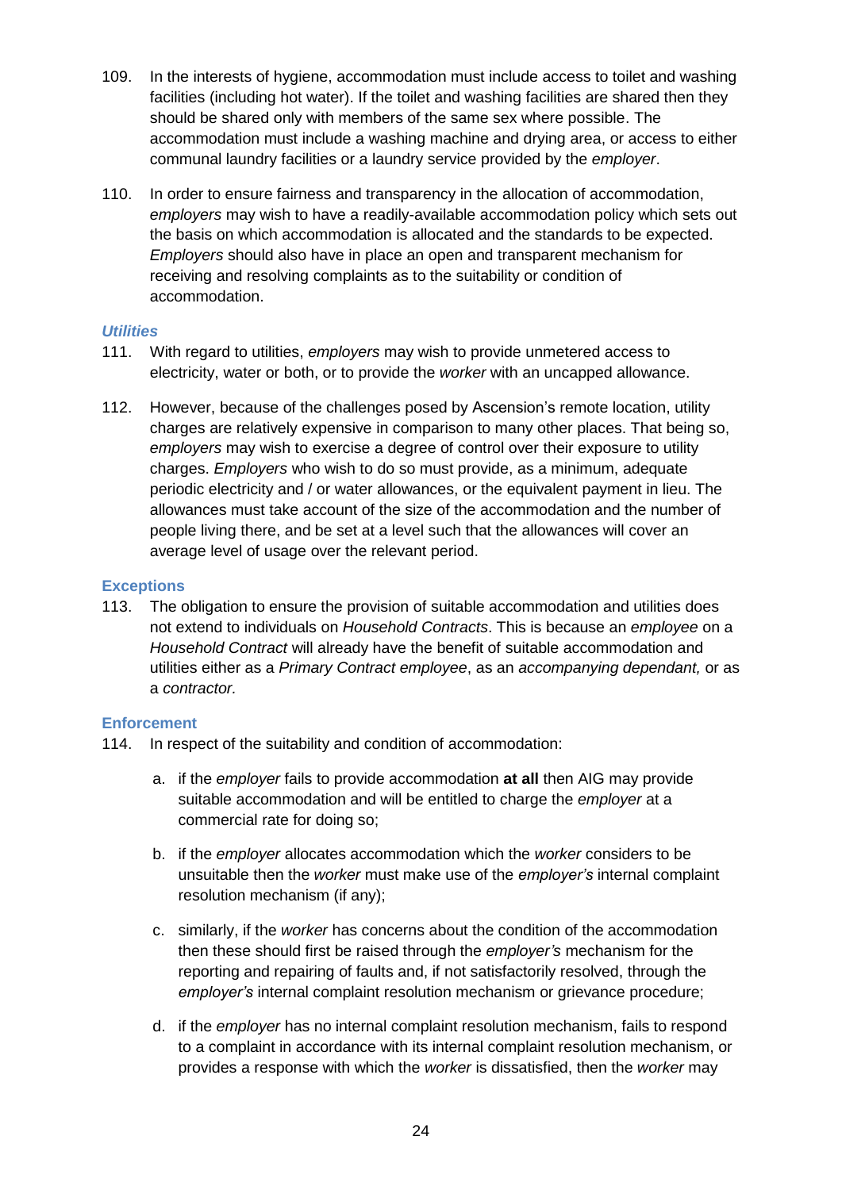109. In the interests of hygiene, accommodation must include access to toilet and washing facilities (including hot water). If the toilet and washing facilities are shared then they should be shared only with members of the same sex where possible. The accommodation must include a washing machine and drying area, or access to either communal laundry facilities or a laundry service provided by the *employer*.

110. In order to ensure fairness and transparency in the allocation of accommodation, *employers* may wish to have a readily-available accommodation policy which sets out the basis on which accommodation is allocated and the standards to be expected. *Employers* should also have in place an open and transparent mechanism for receiving and resolving complaints as to the suitability or condition of accommodation.

#### *Utilities*

111. With regard to utilities, *employers* may wish to provide unmetered access to electricity, water or both, or to provide the *worker* with an uncapped allowance.

112. However, because of the challenges posed by Ascension's remote location, utility charges are relatively expensive in comparison to many other places. That being so, *employers* may wish to exercise a degree of control over their exposure to utility charges. *Employers* who wish to do so must provide, as a minimum, adequate periodic electricity and / or water allowances, or the equivalent payment in lieu. The allowances must take account of the size of the accommodation and the number of people living there, and be set at a level such that the allowances will cover an average level of usage over the relevant period.

### Exceptions

113. The obligation to ensure the provision of suitable accommodation and utilities does not extend to individuals on *Household Contracts*. This is because an *employee* on a *Household Contract* will already have the benefit of suitable accommodation and utilities either as a *Primary Contract employee*, as an *accompanying dependant,* or as a *contractor.*

### Enforcement

114. In respect of the suitability and condition of accommodation:

   a. if the *employer* fails to provide accommodation **at all** then AIG may provide suitable accommodation and will be entitled to charge the *employer* at a commercial rate for doing so;

   b. if the *employer* allocates accommodation which the *worker* considers to be unsuitable then the *worker* must make use of the *employer's* internal complaint resolution mechanism (if any);

   c. similarly, if the *worker* has concerns about the condition of the accommodation then these should first be raised through the *employer's* mechanism for the reporting and repairing of faults and, if not satisfactorily resolved, through the *employer's* internal complaint resolution mechanism or grievance procedure;

   d. if the *employer* has no internal complaint resolution mechanism, fails to respond to a complaint in accordance with its internal complaint resolution mechanism, or provides a response with which the *worker* is dissatisfied, then the *worker* may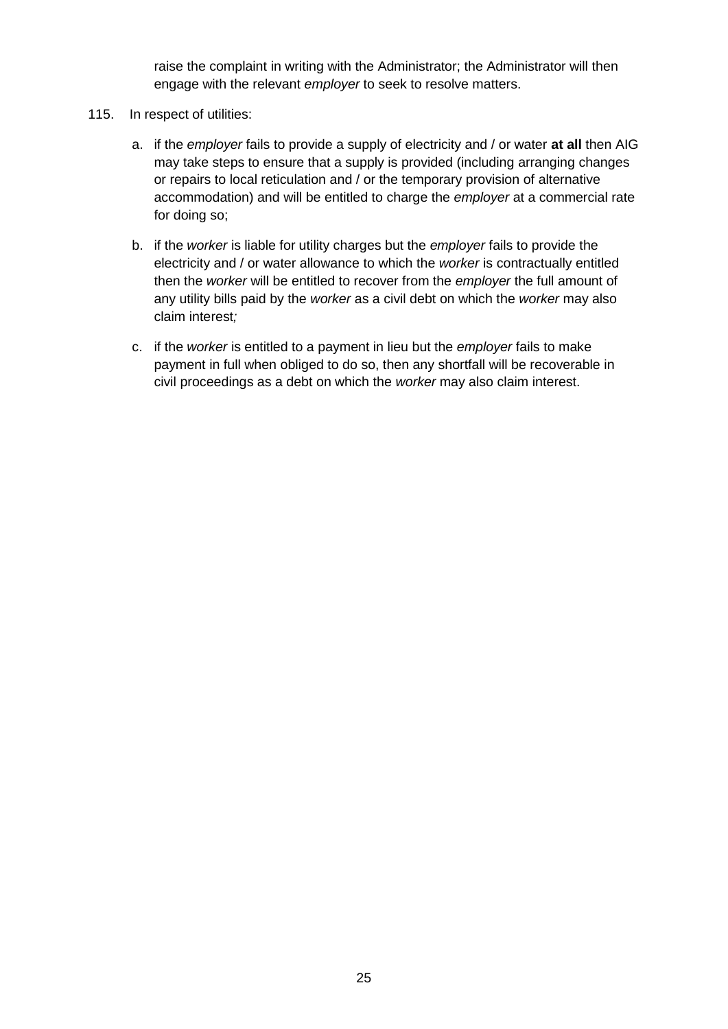raise the complaint in writing with the Administrator; the Administrator will then engage with the relevant *employer* to seek to resolve matters.

115. In respect of utilities:

   a. if the *employer* fails to provide a supply of electricity and / or water **at all** then AIG may take steps to ensure that a supply is provided (including arranging changes or repairs to local reticulation and / or the temporary provision of alternative accommodation) and will be entitled to charge the *employer* at a commercial rate for doing so;

   b. if the *worker* is liable for utility charges but the *employer* fails to provide the electricity and / or water allowance to which the *worker* is contractually entitled then the *worker* will be entitled to recover from the *employer* the full amount of any utility bills paid by the *worker* as a civil debt on which the *worker* may also claim interest;

   c. if the *worker* is entitled to a payment in lieu but the *employer* fails to make payment in full when obliged to do so, then any shortfall will be recoverable in civil proceedings as a debt on which the *worker* may also claim interest.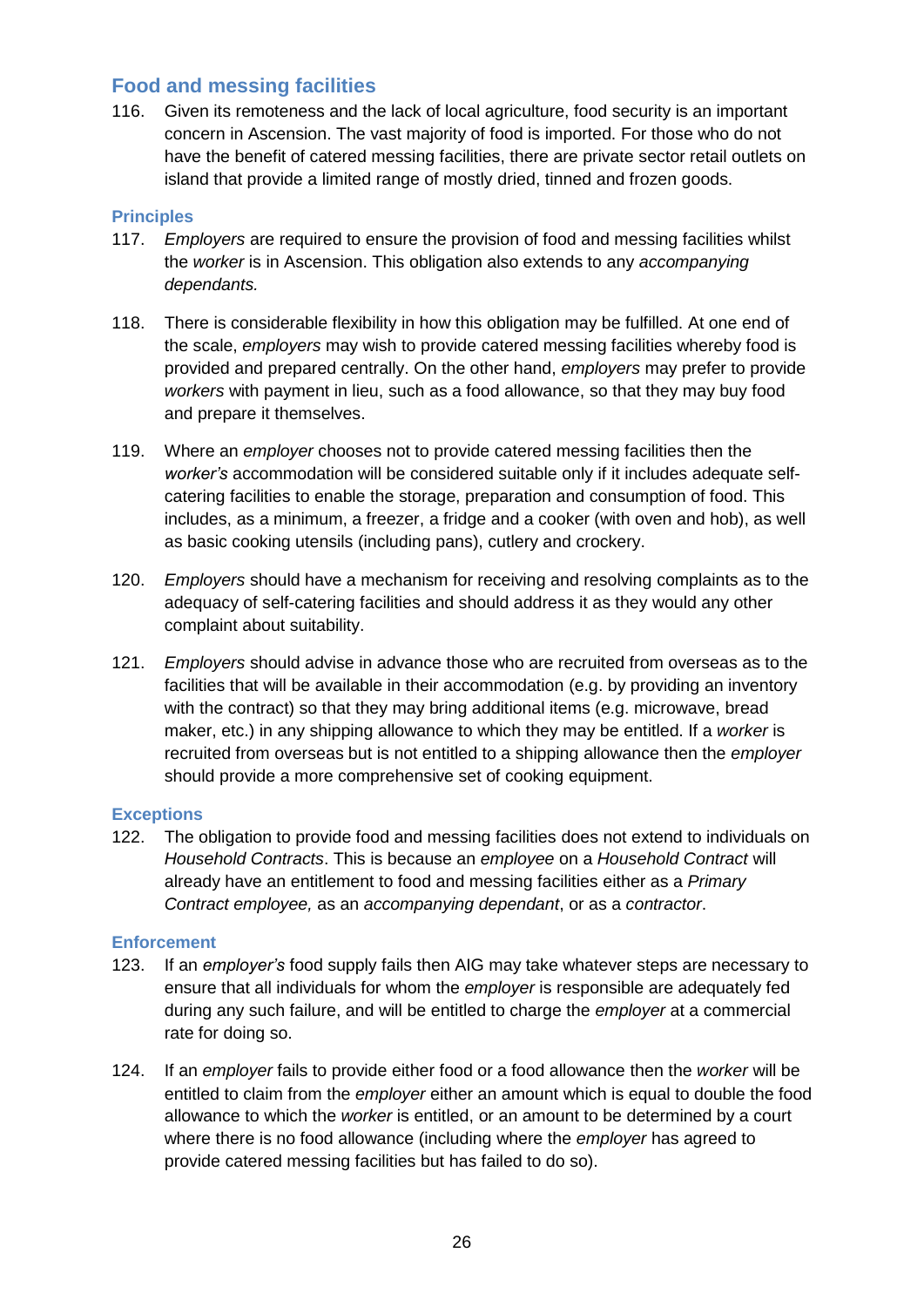## Food and messing facilities

116. Given its remoteness and the lack of local agriculture, food security is an important concern in Ascension. The vast majority of food is imported. For those who do not have the benefit of catered messing facilities, there are private sector retail outlets on island that provide a limited range of mostly dried, tinned and frozen goods.

### Principles

117. *Employers* are required to ensure the provision of food and messing facilities whilst the *worker* is in Ascension. This obligation also extends to any *accompanying dependants.*

118. There is considerable flexibility in how this obligation may be fulfilled. At one end of the scale, *employers* may wish to provide catered messing facilities whereby food is provided and prepared centrally. On the other hand, *employers* may prefer to provide *workers* with payment in lieu, such as a food allowance, so that they may buy food and prepare it themselves.

119. Where an *employer* chooses not to provide catered messing facilities then the *worker's* accommodation will be considered suitable only if it includes adequate self-catering facilities to enable the storage, preparation and consumption of food. This includes, as a minimum, a freezer, a fridge and a cooker (with oven and hob), as well as basic cooking utensils (including pans), cutlery and crockery.

120. *Employers* should have a mechanism for receiving and resolving complaints as to the adequacy of self-catering facilities and should address it as they would any other complaint about suitability.

121. *Employers* should advise in advance those who are recruited from overseas as to the facilities that will be available in their accommodation (e.g. by providing an inventory with the contract) so that they may bring additional items (e.g. microwave, bread maker, etc.) in any shipping allowance to which they may be entitled. If a *worker* is recruited from overseas but is not entitled to a shipping allowance then the *employer* should provide a more comprehensive set of cooking equipment.

### Exceptions

122. The obligation to provide food and messing facilities does not extend to individuals on *Household Contracts*. This is because an *employee* on a *Household Contract* will already have an entitlement to food and messing facilities either as a *Primary Contract employee,* as an *accompanying dependant*, or as a *contractor*.

### Enforcement

123. If an *employer's* food supply fails then AIG may take whatever steps are necessary to ensure that all individuals for whom the *employer* is responsible are adequately fed during any such failure, and will be entitled to charge the *employer* at a commercial rate for doing so.

124. If an *employer* fails to provide either food or a food allowance then the *worker* will be entitled to claim from the *employer* either an amount which is equal to double the food allowance to which the *worker* is entitled, or an amount to be determined by a court where there is no food allowance (including where the *employer* has agreed to provide catered messing facilities but has failed to do so).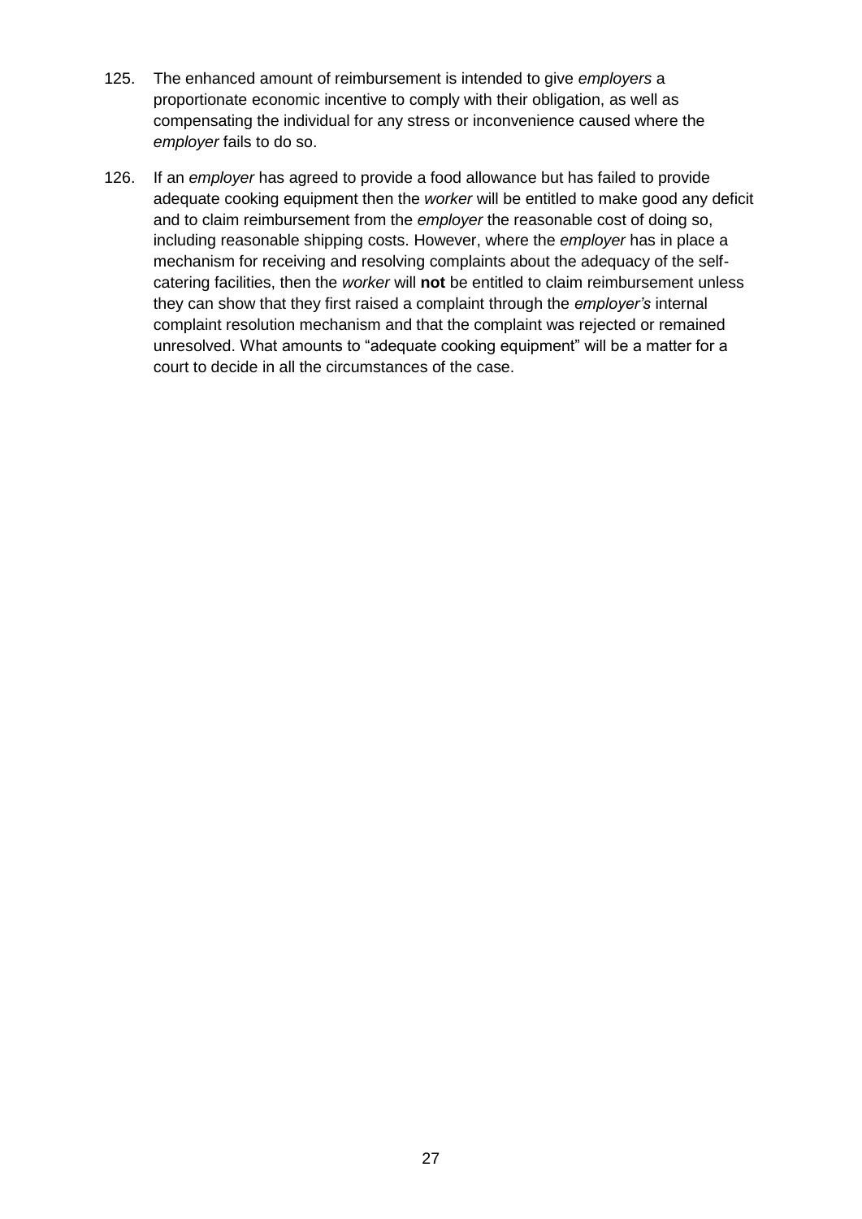125. The enhanced amount of reimbursement is intended to give *employers* a proportionate economic incentive to comply with their obligation, as well as compensating the individual for any stress or inconvenience caused where the *employer* fails to do so.

126. If an *employer* has agreed to provide a food allowance but has failed to provide adequate cooking equipment then the *worker* will be entitled to make good any deficit and to claim reimbursement from the *employer* the reasonable cost of doing so, including reasonable shipping costs. However, where the *employer* has in place a mechanism for receiving and resolving complaints about the adequacy of the self-catering facilities, then the *worker* will **not** be entitled to claim reimbursement unless they can show that they first raised a complaint through the *employer's* internal complaint resolution mechanism and that the complaint was rejected or remained unresolved. What amounts to "adequate cooking equipment" will be a matter for a court to decide in all the circumstances of the case.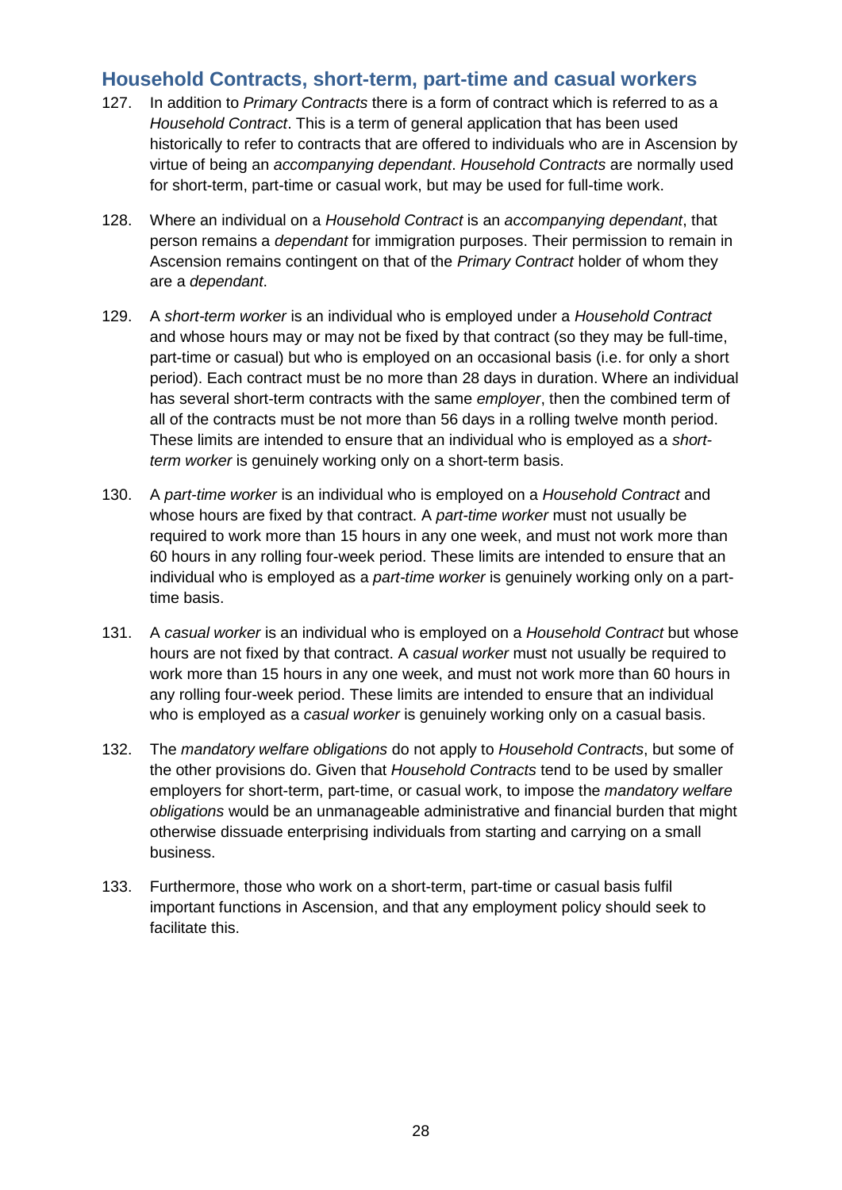## Household Contracts, short-term, part-time and casual workers

127. In addition to *Primary Contracts* there is a form of contract which is referred to as a *Household Contract*. This is a term of general application that has been used historically to refer to contracts that are offered to individuals who are in Ascension by virtue of being an *accompanying dependant*. *Household Contracts* are normally used for short-term, part-time or casual work, but may be used for full-time work.

128. Where an individual on a *Household Contract* is an *accompanying dependant*, that person remains a *dependant* for immigration purposes. Their permission to remain in Ascension remains contingent on that of the *Primary Contract* holder of whom they are a *dependant*.

129. A *short-term worker* is an individual who is employed under a *Household Contract* and whose hours may or may not be fixed by that contract (so they may be full-time, part-time or casual) but who is employed on an occasional basis (i.e. for only a short period). Each contract must be no more than 28 days in duration. Where an individual has several short-term contracts with the same *employer*, then the combined term of all of the contracts must be not more than 56 days in a rolling twelve month period. These limits are intended to ensure that an individual who is employed as a *short-term worker* is genuinely working only on a short-term basis.

130. A *part-time worker* is an individual who is employed on a *Household Contract* and whose hours are fixed by that contract. A *part-time worker* must not usually be required to work more than 15 hours in any one week, and must not work more than 60 hours in any rolling four-week period. These limits are intended to ensure that an individual who is employed as a *part-time worker* is genuinely working only on a part-time basis.

131. A *casual worker* is an individual who is employed on a *Household Contract* but whose hours are not fixed by that contract. A *casual worker* must not usually be required to work more than 15 hours in any one week, and must not work more than 60 hours in any rolling four-week period. These limits are intended to ensure that an individual who is employed as a *casual worker* is genuinely working only on a casual basis.

132. The *mandatory welfare obligations* do not apply to *Household Contracts*, but some of the other provisions do. Given that *Household Contracts* tend to be used by smaller employers for short-term, part-time, or casual work, to impose the *mandatory welfare obligations* would be an unmanageable administrative and financial burden that might otherwise dissuade enterprising individuals from starting and carrying on a small business.

133. Furthermore, those who work on a short-term, part-time or casual basis fulfil important functions in Ascension, and that any employment policy should seek to facilitate this.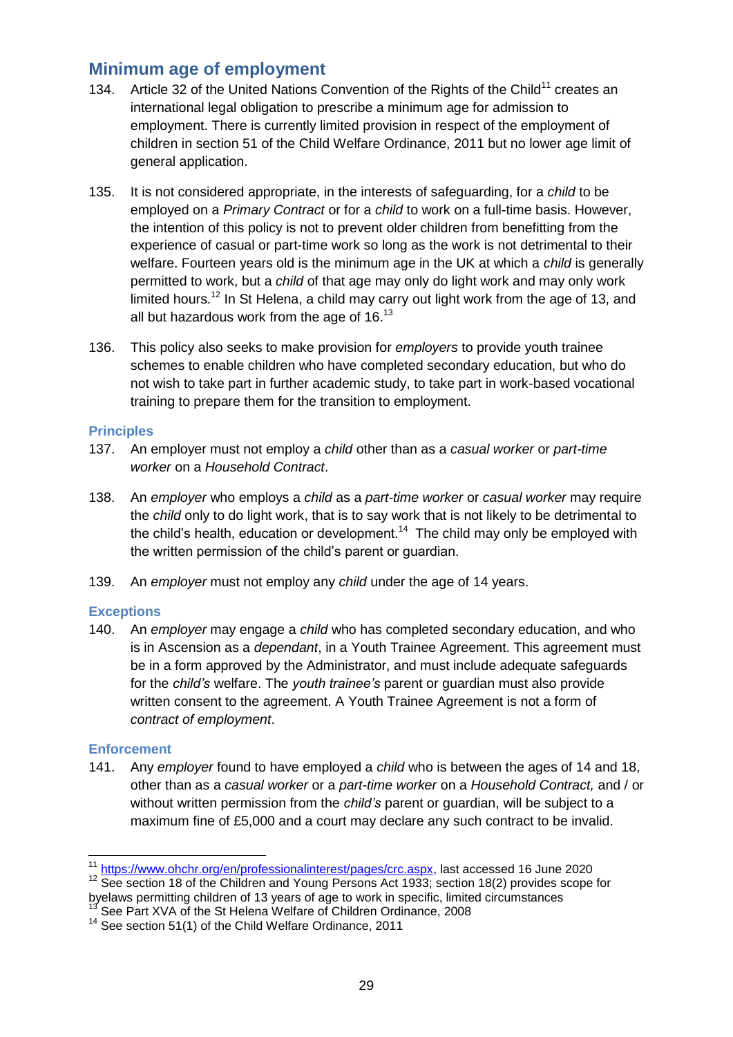## Minimum age of employment

134. Article 32 of the United Nations Convention of the Rights of the Child[11] creates an international legal obligation to prescribe a minimum age for admission to employment. There is currently limited provision in respect of the employment of children in section 51 of the Child Welfare Ordinance, 2011 but no lower age limit of general application.

135. It is not considered appropriate, in the interests of safeguarding, for a *child* to be employed on a *Primary Contract* or for a *child* to work on a full-time basis. However, the intention of this policy is not to prevent older children from benefitting from the experience of casual or part-time work so long as the work is not detrimental to their welfare. Fourteen years old is the minimum age in the UK at which a *child* is generally permitted to work, but a *child* of that age may only do light work and may only work limited hours.[12] In St Helena, a child may carry out light work from the age of 13, and all but hazardous work from the age of 16.[13]

136. This policy also seeks to make provision for *employers* to provide youth trainee schemes to enable children who have completed secondary education, but who do not wish to take part in further academic study, to take part in work-based vocational training to prepare them for the transition to employment.

### Principles

137. An employer must not employ a *child* other than as a *casual worker* or *part-time worker* on a *Household Contract*.

138. An *employer* who employs a *child* as a *part-time worker* or *casual worker* may require the *child* only to do light work, that is to say work that is not likely to be detrimental to the child's health, education or development.[14] The child may only be employed with the written permission of the child's parent or guardian.

139. An *employer* must not employ any *child* under the age of 14 years.

### Exceptions

140. An *employer* may engage a *child* who has completed secondary education, and who is in Ascension as a *dependant*, in a Youth Trainee Agreement. This agreement must be in a form approved by the Administrator, and must include adequate safeguards for the *child's* welfare. The *youth trainee's* parent or guardian must also provide written consent to the agreement. A Youth Trainee Agreement is not a form of *contract of employment*.

### Enforcement

141. Any *employer* found to have employed a *child* who is between the ages of 14 and 18, other than as a *casual worker* or a *part-time worker* on a *Household Contract,* and / or without written permission from the *child's* parent or guardian, will be subject to a maximum fine of £5,000 and a court may declare any such contract to be invalid.

---

[11] https://www.ohchr.org/en/professionalinterest/pages/crc.aspx, last accessed 16 June 2020

[12] See section 18 of the Children and Young Persons Act 1933; section 18(2) provides scope for byelaws permitting children of 13 years of age to work in specific, limited circumstances

[13] See Part XVA of the St Helena Welfare of Children Ordinance, 2008

[14] See section 51(1) of the Child Welfare Ordinance, 2011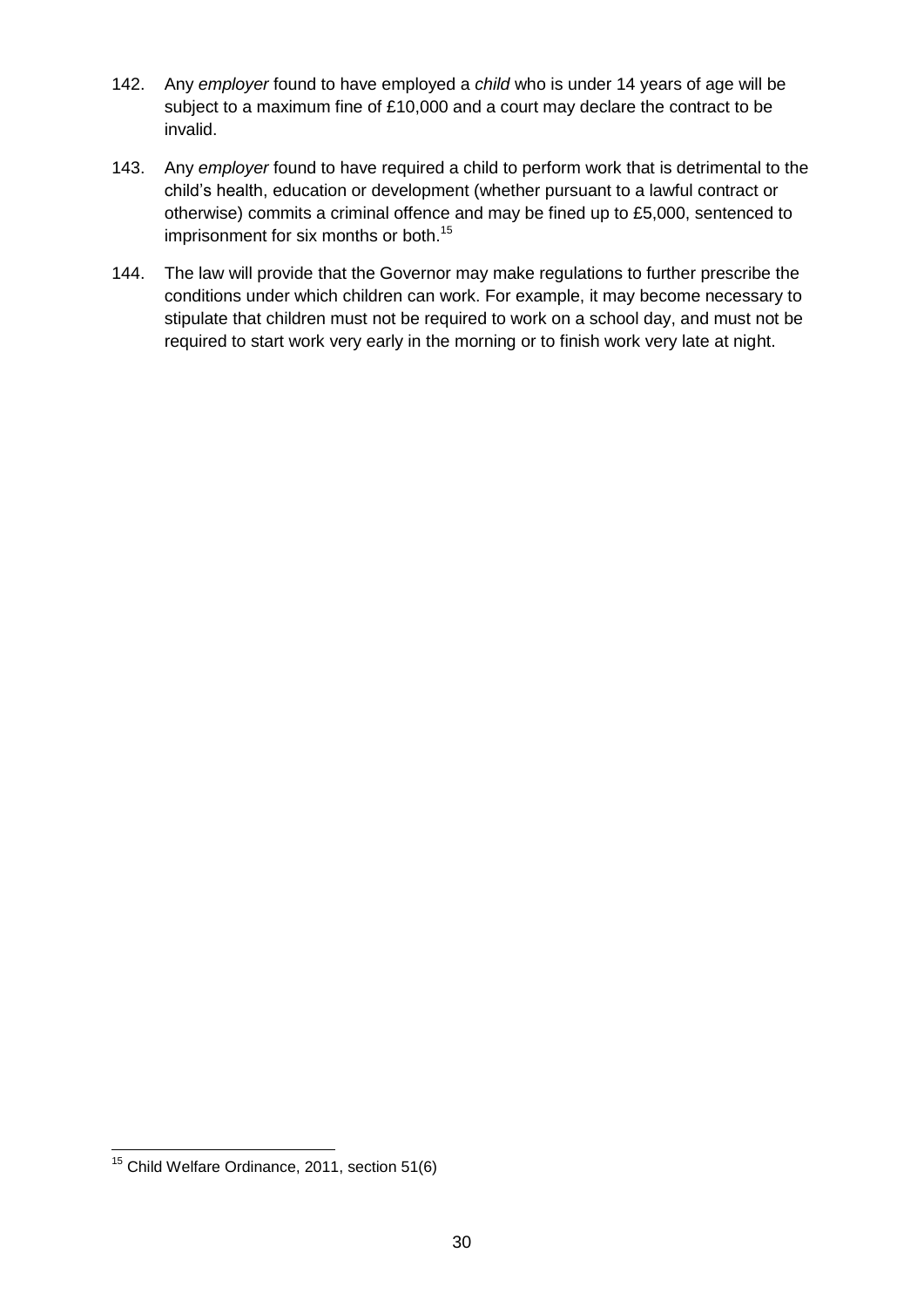142. Any *employer* found to have employed a *child* who is under 14 years of age will be subject to a maximum fine of £10,000 and a court may declare the contract to be invalid.

143. Any *employer* found to have required a child to perform work that is detrimental to the child's health, education or development (whether pursuant to a lawful contract or otherwise) commits a criminal offence and may be fined up to £5,000, sentenced to imprisonment for six months or both.[15]

144. The law will provide that the Governor may make regulations to further prescribe the conditions under which children can work. For example, it may become necessary to stipulate that children must not be required to work on a school day, and must not be required to start work very early in the morning or to finish work very late at night.

---

[15] Child Welfare Ordinance, 2011, section 51(6)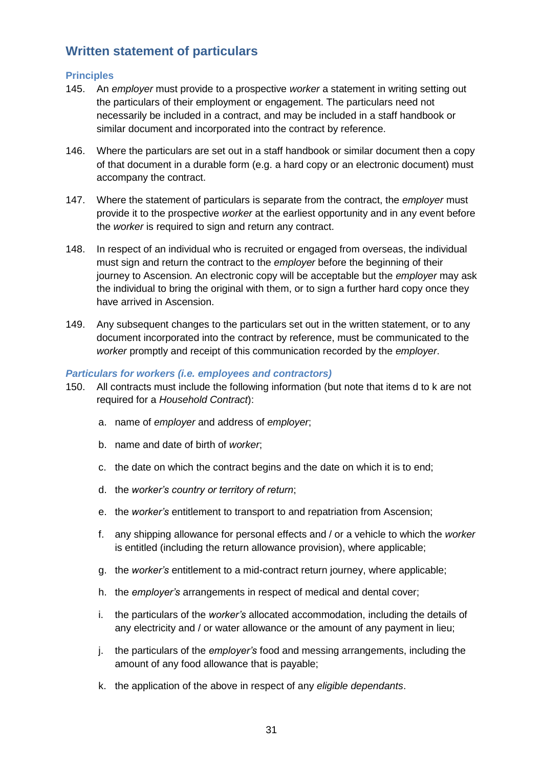## Written statement of particulars

### Principles

145. An *employer* must provide to a prospective *worker* a statement in writing setting out the particulars of their employment or engagement. The particulars need not necessarily be included in a contract, and may be included in a staff handbook or similar document and incorporated into the contract by reference.

146. Where the particulars are set out in a staff handbook or similar document then a copy of that document in a durable form (e.g. a hard copy or an electronic document) must accompany the contract.

147. Where the statement of particulars is separate from the contract, the *employer* must provide it to the prospective *worker* at the earliest opportunity and in any event before the *worker* is required to sign and return any contract.

148. In respect of an individual who is recruited or engaged from overseas, the individual must sign and return the contract to the *employer* before the beginning of their journey to Ascension. An electronic copy will be acceptable but the *employer* may ask the individual to bring the original with them, or to sign a further hard copy once they have arrived in Ascension.

149. Any subsequent changes to the particulars set out in the written statement, or to any document incorporated into the contract by reference, must be communicated to the *worker* promptly and receipt of this communication recorded by the *employer*.

### *Particulars for workers (i.e. employees and contractors)*

150. All contracts must include the following information (but note that items d to k are not required for a *Household Contract*):

    a. name of *employer* and address of *employer*;

    b. name and date of birth of *worker*;

    c. the date on which the contract begins and the date on which it is to end;

    d. the *worker's country or territory of return*;

    e. the *worker's* entitlement to transport to and repatriation from Ascension;

    f. any shipping allowance for personal effects and / or a vehicle to which the *worker* is entitled (including the return allowance provision), where applicable;

    g. the *worker's* entitlement to a mid-contract return journey, where applicable;

    h. the *employer's* arrangements in respect of medical and dental cover;

    i. the particulars of the *worker's* allocated accommodation, including the details of any electricity and / or water allowance or the amount of any payment in lieu;

    j. the particulars of the *employer's* food and messing arrangements, including the amount of any food allowance that is payable;

    k. the application of the above in respect of any *eligible dependants*.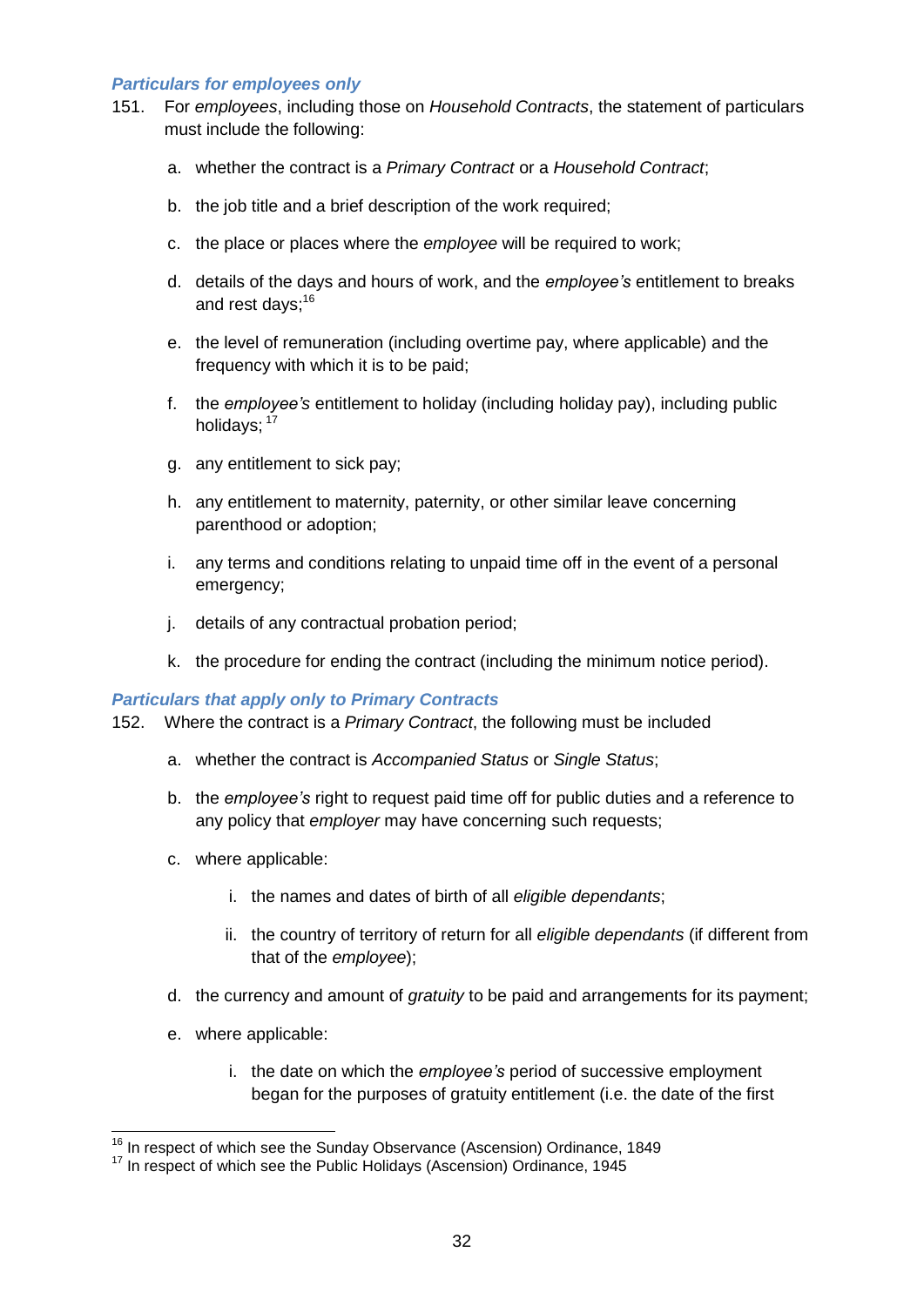### *Particles for employees only*

151. For *employees*, including those on *Household Contracts*, the statement of particulars must include the following:

   a. whether the contract is a *Primary Contract* or a *Household Contract*;

   b. the job title and a brief description of the work required;

   c. the place or places where the *employee* will be required to work;

   d. details of the days and hours of work, and the *employee's* entitlement to breaks and rest days;[16]

   e. the level of remuneration (including overtime pay, where applicable) and the frequency with which it is to be paid;

   f. the *employee's* entitlement to holiday (including holiday pay), including public holidays; [17]

   g. any entitlement to sick pay;

   h. any entitlement to maternity, paternity, or other similar leave concerning parenthood or adoption;

   i. any terms and conditions relating to unpaid time off in the event of a personal emergency;

   j. details of any contractual probation period;

   k. the procedure for ending the contract (including the minimum notice period).

### *Particulars that apply only to Primary Contracts*

152. Where the contract is a *Primary Contract*, the following must be included

   a. whether the contract is *Accompanied Status* or *Single Status*;

   b. the *employee's* right to request paid time off for public duties and a reference to any policy that *employer* may have concerning such requests;

   c. where applicable:

      i. the names and dates of birth of all *eligible dependants*;

      ii. the country of territory of return for all *eligible dependants* (if different from that of the *employee*);

   d. the currency and amount of *gratuity* to be paid and arrangements for its payment;

   e. where applicable:

      i. the date on which the *employee's* period of successive employment began for the purposes of gratuity entitlement (i.e. the date of the first

---

[16] In respect of which see the Sunday Observance (Ascension) Ordinance, 1849

[17] In respect of which see the Public Holidays (Ascension) Ordinance, 1945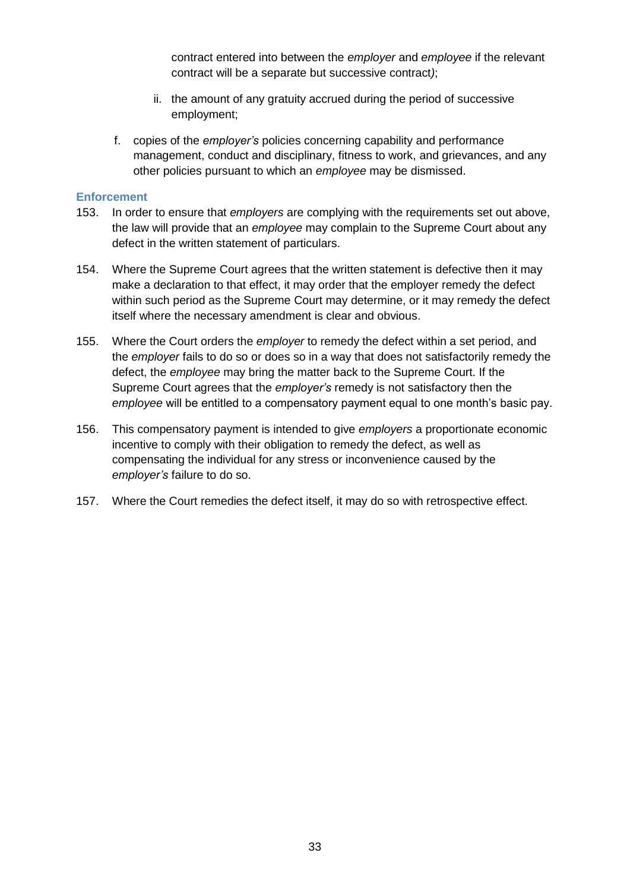contract entered into between the *employer* and *employee* if the relevant contract will be a separate but successive contract*)*;

   ii. the amount of any gratuity accrued during the period of successive employment;

f. copies of the *employer's* policies concerning capability and performance management, conduct and disciplinary, fitness to work, and grievances, and any other policies pursuant to which an *employee* may be dismissed.

### Enforcement

153. In order to ensure that *employers* are complying with the requirements set out above, the law will provide that an *employee* may complain to the Supreme Court about any defect in the written statement of particulars.

154. Where the Supreme Court agrees that the written statement is defective then it may make a declaration to that effect, it may order that the employer remedy the defect within such period as the Supreme Court may determine, or it may remedy the defect itself where the necessary amendment is clear and obvious.

155. Where the Court orders the *employer* to remedy the defect within a set period, and the *employer* fails to do so or does so in a way that does not satisfactorily remedy the defect, the *employee* may bring the matter back to the Supreme Court. If the Supreme Court agrees that the *employer's* remedy is not satisfactory then the *employee* will be entitled to a compensatory payment equal to one month's basic pay.

156. This compensatory payment is intended to give *employers* a proportionate economic incentive to comply with their obligation to remedy the defect, as well as compensating the individual for any stress or inconvenience caused by the *employer's* failure to do so.

157. Where the Court remedies the defect itself, it may do so with retrospective effect.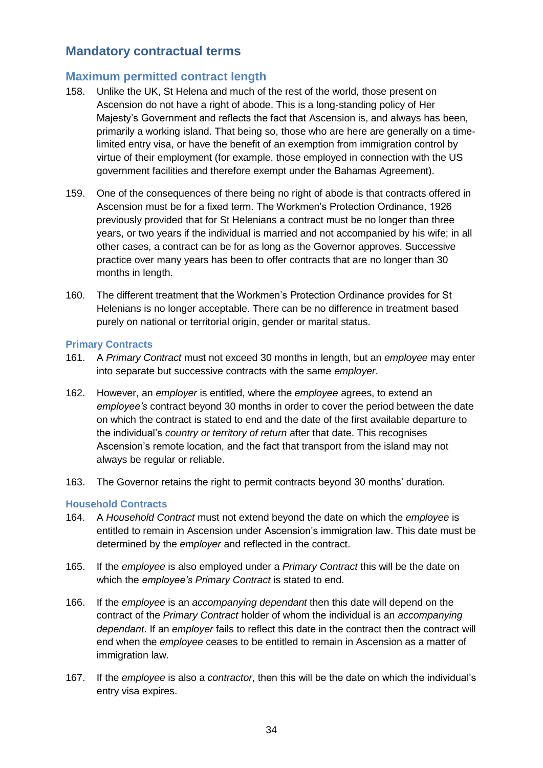## Mandatory contractual terms

### Maximum permitted contract length

158. Unlike the UK, St Helena and much of the rest of the world, those present on Ascension do not have a right of abode. This is a long-standing policy of Her Majesty's Government and reflects the fact that Ascension is, and always has been, primarily a working island. That being so, those who are here are generally on a time-limited entry visa, or have the benefit of an exemption from immigration control by virtue of their employment (for example, those employed in connection with the US government facilities and therefore exempt under the Bahamas Agreement).

159. One of the consequences of there being no right of abode is that contracts offered in Ascension must be for a fixed term. The Workmen's Protection Ordinance, 1926 previously provided that for St Helenians a contract must be no longer than three years, or two years if the individual is married and not accompanied by his wife; in all other cases, a contract can be for as long as the Governor approves. Successive practice over many years has been to offer contracts that are no longer than 30 months in length.

160. The different treatment that the Workmen's Protection Ordinance provides for St Helenians is no longer acceptable. There can be no difference in treatment based purely on national or territorial origin, gender or marital status.

#### Primary Contracts

161. A *Primary Contract* must not exceed 30 months in length, but an *employee* may enter into separate but successive contracts with the same *employer*.

162. However, an *employer* is entitled, where the *employee* agrees, to extend an *employee's* contract beyond 30 months in order to cover the period between the date on which the contract is stated to end and the date of the first available departure to the individual's *country or territory of return* after that date. This recognises Ascension's remote location, and the fact that transport from the island may not always be regular or reliable.

163. The Governor retains the right to permit contracts beyond 30 months' duration.

#### Household Contracts

164. A *Household Contract* must not extend beyond the date on which the *employee* is entitled to remain in Ascension under Ascension's immigration law. This date must be determined by the *employer* and reflected in the contract.

165. If the *employee* is also employed under a *Primary Contract* this will be the date on which the *employee's Primary Contract* is stated to end.

166. If the *employee* is an *accompanying dependant* then this date will depend on the contract of the *Primary Contract* holder of whom the individual is an *accompanying dependant*. If an *employer* fails to reflect this date in the contract then the contract will end when the *employee* ceases to be entitled to remain in Ascension as a matter of immigration law.

167. If the *employee* is also a *contractor*, then this will be the date on which the individual's entry visa expires.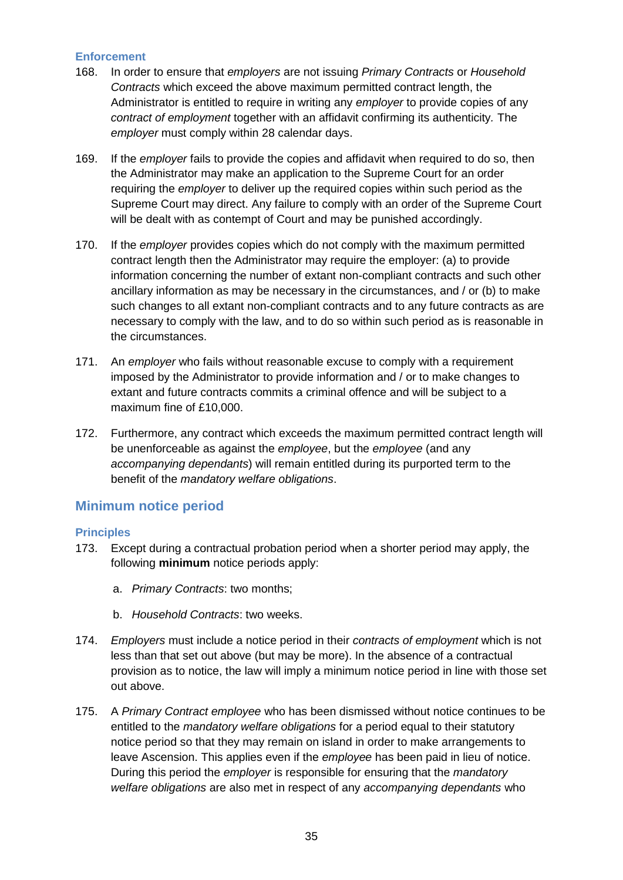### Enforcement

168. In order to ensure that *employers* are not issuing *Primary Contracts* or *Household Contracts* which exceed the above maximum permitted contract length, the Administrator is entitled to require in writing any *employer* to provide copies of any *contract of employment* together with an affidavit confirming its authenticity. The *employer* must comply within 28 calendar days.

169. If the *employer* fails to provide the copies and affidavit when required to do so, then the Administrator may make an application to the Supreme Court for an order requiring the *employer* to deliver up the required copies within such period as the Supreme Court may direct. Any failure to comply with an order of the Supreme Court will be dealt with as contempt of Court and may be punished accordingly.

170. If the *employer* provides copies which do not comply with the maximum permitted contract length then the Administrator may require the employer: (a) to provide information concerning the number of extant non-compliant contracts and such other ancillary information as may be necessary in the circumstances, and / or (b) to make such changes to all extant non-compliant contracts and to any future contracts as are necessary to comply with the law, and to do so within such period as is reasonable in the circumstances.

171. An *employer* who fails without reasonable excuse to comply with a requirement imposed by the Administrator to provide information and / or to make changes to extant and future contracts commits a criminal offence and will be subject to a maximum fine of £10,000.

172. Furthermore, any contract which exceeds the maximum permitted contract length will be unenforceable as against the *employee*, but the *employee* (and any *accompanying dependants*) will remain entitled during its purported term to the benefit of the *mandatory welfare obligations*.

## Minimum notice period

### Principles

173. Except during a contractual probation period when a shorter period may apply, the following **minimum** notice periods apply:

    a. *Primary Contracts*: two months;

    b. *Household Contracts*: two weeks.

174. *Employers* must include a notice period in their *contracts of employment* which is not less than that set out above (but may be more). In the absence of a contractual provision as to notice, the law will imply a minimum notice period in line with those set out above.

175. A *Primary Contract employee* who has been dismissed without notice continues to be entitled to the *mandatory welfare obligations* for a period equal to their statutory notice period so that they may remain on island in order to make arrangements to leave Ascension. This applies even if the *employee* has been paid in lieu of notice. During this period the *employer* is responsible for ensuring that the *mandatory welfare obligations* are also met in respect of any *accompanying dependants* who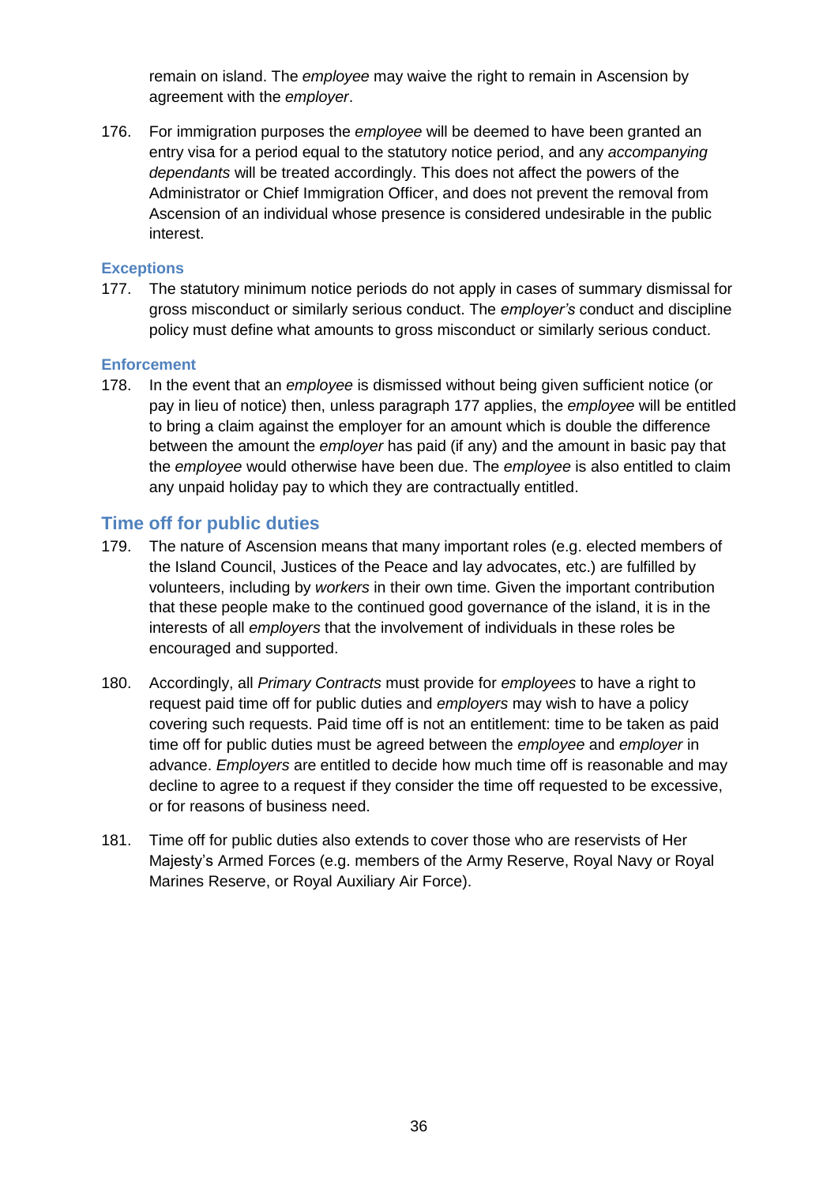remain on island. The *employee* may waive the right to remain in Ascension by agreement with the *employer*.

176. For immigration purposes the *employee* will be deemed to have been granted an entry visa for a period equal to the statutory notice period, and any *accompanying dependants* will be treated accordingly. This does not affect the powers of the Administrator or Chief Immigration Officer, and does not prevent the removal from Ascension of an individual whose presence is considered undesirable in the public interest.

### Exceptions

177. The statutory minimum notice periods do not apply in cases of summary dismissal for gross misconduct or similarly serious conduct. The *employer's* conduct and discipline policy must define what amounts to gross misconduct or similarly serious conduct.

### Enforcement

178. In the event that an *employee* is dismissed without being given sufficient notice (or pay in lieu of notice) then, unless paragraph 177 applies, the *employee* will be entitled to bring a claim against the employer for an amount which is double the difference between the amount the *employer* has paid (if any) and the amount in basic pay that the *employee* would otherwise have been due. The *employee* is also entitled to claim any unpaid holiday pay to which they are contractually entitled.

## Time off for public duties

179. The nature of Ascension means that many important roles (e.g. elected members of the Island Council, Justices of the Peace and lay advocates, etc.) are fulfilled by volunteers, including by *workers* in their own time. Given the important contribution that these people make to the continued good governance of the island, it is in the interests of all *employers* that the involvement of individuals in these roles be encouraged and supported.

180. Accordingly, all *Primary Contracts* must provide for *employees* to have a right to request paid time off for public duties and *employers* may wish to have a policy covering such requests. Paid time off is not an entitlement: time to be taken as paid time off for public duties must be agreed between the *employee* and *employer* in advance. *Employers* are entitled to decide how much time off is reasonable and may decline to agree to a request if they consider the time off requested to be excessive, or for reasons of business need.

181. Time off for public duties also extends to cover those who are reservists of Her Majesty's Armed Forces (e.g. members of the Army Reserve, Royal Navy or Royal Marines Reserve, or Royal Auxiliary Air Force).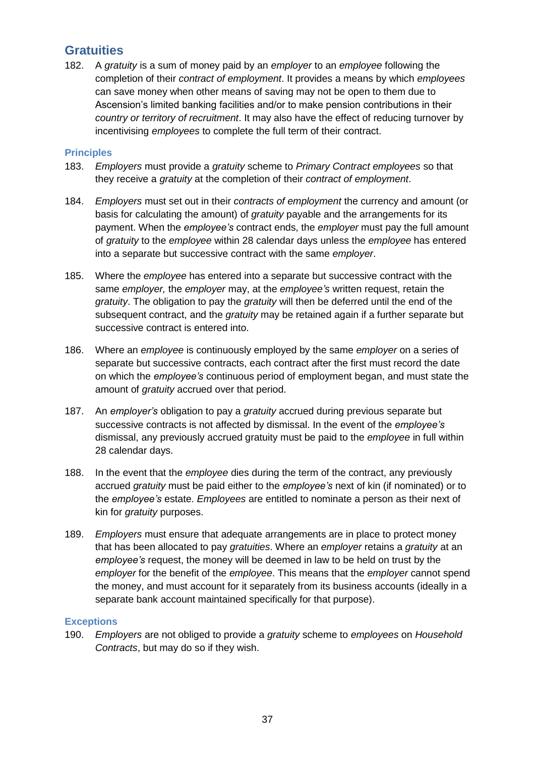## Gratuities

182. A *gratuity* is a sum of money paid by an *employer* to an *employee* following the completion of their *contract of employment*. It provides a means by which *employees* can save money when other means of saving may not be open to them due to Ascension's limited banking facilities and/or to make pension contributions in their *country or territory of recruitment*. It may also have the effect of reducing turnover by incentivising *employees* to complete the full term of their contract.

### Principles

183. *Employers* must provide a *gratuity* scheme to *Primary Contract employees* so that they receive a *gratuity* at the completion of their *contract of employment*.

184. *Employers* must set out in their *contracts of employment* the currency and amount (or basis for calculating the amount) of *gratuity* payable and the arrangements for its payment. When the *employee's* contract ends, the *employer* must pay the full amount of *gratuity* to the *employee* within 28 calendar days unless the *employee* has entered into a separate but successive contract with the same *employer*.

185. Where the *employee* has entered into a separate but successive contract with the same *employer,* the *employer* may, at the *employee's* written request, retain the *gratuity*. The obligation to pay the *gratuity* will then be deferred until the end of the subsequent contract, and the *gratuity* may be retained again if a further separate but successive contract is entered into.

186. Where an *employee* is continuously employed by the same *employer* on a series of separate but successive contracts, each contract after the first must record the date on which the *employee's* continuous period of employment began, and must state the amount of *gratuity* accrued over that period.

187. An *employer's* obligation to pay a *gratuity* accrued during previous separate but successive contracts is not affected by dismissal. In the event of the *employee's* dismissal, any previously accrued gratuity must be paid to the *employee* in full within 28 calendar days.

188. In the event that the *employee* dies during the term of the contract, any previously accrued *gratuity* must be paid either to the *employee's* next of kin (if nominated) or to the *employee's* estate. *Employees* are entitled to nominate a person as their next of kin for *gratuity* purposes.

189. *Employers* must ensure that adequate arrangements are in place to protect money that has been allocated to pay *gratuities*. Where an *employer* retains a *gratuity* at an *employee's* request, the money will be deemed in law to be held on trust by the *employer* for the benefit of the *employee*. This means that the *employer* cannot spend the money, and must account for it separately from its business accounts (ideally in a separate bank account maintained specifically for that purpose).

### Exceptions

190. *Employers* are not obliged to provide a *gratuity* scheme to *employees* on *Household Contracts*, but may do so if they wish.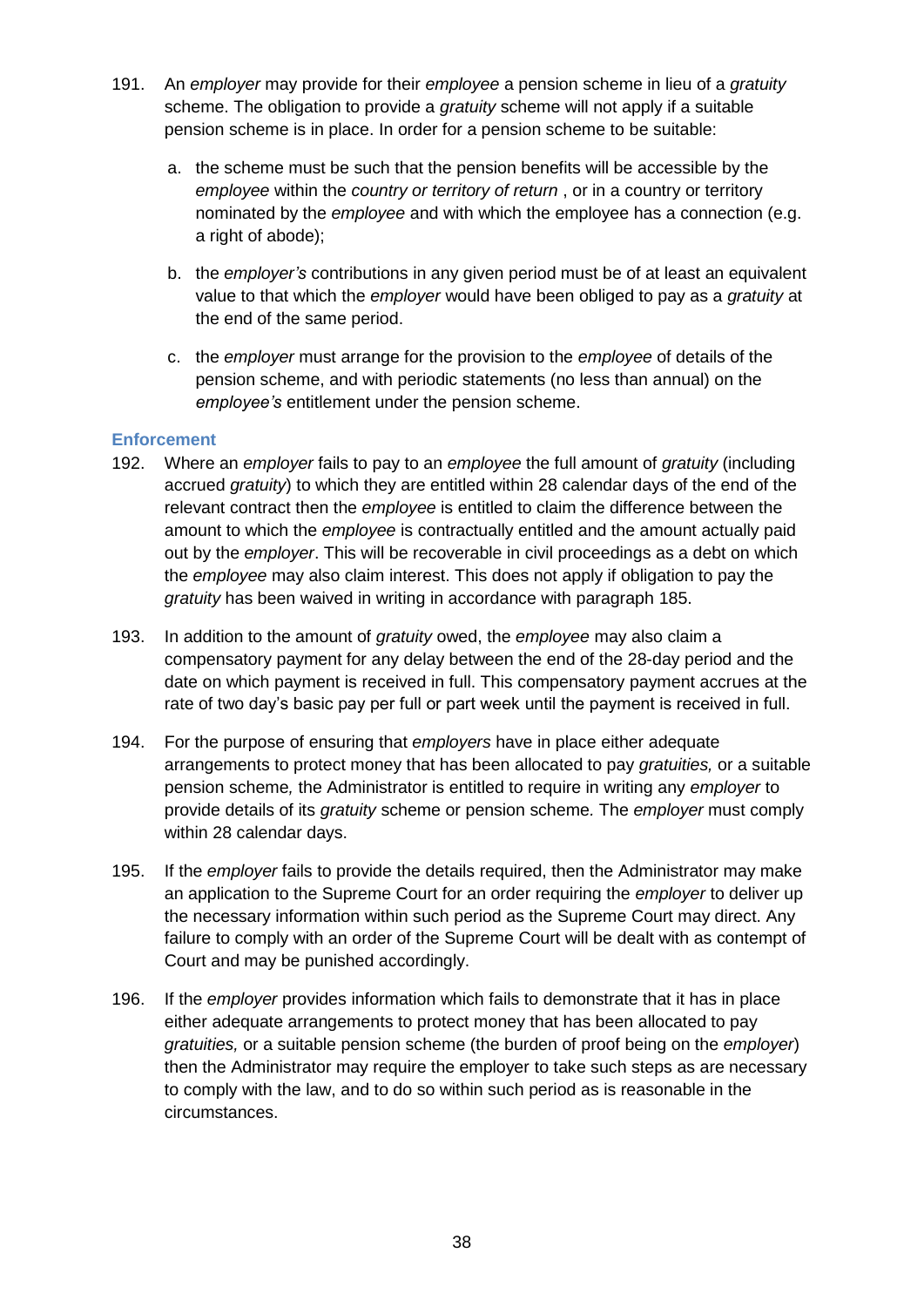191. An *employer* may provide for their *employee* a pension scheme in lieu of a *gratuity* scheme. The obligation to provide a *gratuity* scheme will not apply if a suitable pension scheme is in place. In order for a pension scheme to be suitable:

    a. the scheme must be such that the pension benefits will be accessible by the *employee* within the *country or territory of return* , or in a country or territory nominated by the *employee* and with which the employee has a connection (e.g. a right of abode);

    b. the *employer's* contributions in any given period must be of at least an equivalent value to that which the *employer* would have been obliged to pay as a *gratuity* at the end of the same period.

    c. the *employer* must arrange for the provision to the *employee* of details of the pension scheme, and with periodic statements (no less than annual) on the *employee's* entitlement under the pension scheme.

### Enforcement

192. Where an *employer* fails to pay to an *employee* the full amount of *gratuity* (including accrued *gratuity*) to which they are entitled within 28 calendar days of the end of the relevant contract then the *employee* is entitled to claim the difference between the amount to which the *employee* is contractually entitled and the amount actually paid out by the *employer*. This will be recoverable in civil proceedings as a debt on which the *employee* may also claim interest. This does not apply if obligation to pay the *gratuity* has been waived in writing in accordance with paragraph 185.

193. In addition to the amount of *gratuity* owed, the *employee* may also claim a compensatory payment for any delay between the end of the 28-day period and the date on which payment is received in full. This compensatory payment accrues at the rate of two day's basic pay per full or part week until the payment is received in full.

194. For the purpose of ensuring that *employers* have in place either adequate arrangements to protect money that has been allocated to pay *gratuities,* or a suitable pension scheme*,* the Administrator is entitled to require in writing any *employer* to provide details of its *gratuity* scheme or pension scheme. The *employer* must comply within 28 calendar days.

195. If the *employer* fails to provide the details required, then the Administrator may make an application to the Supreme Court for an order requiring the *employer* to deliver up the necessary information within such period as the Supreme Court may direct. Any failure to comply with an order of the Supreme Court will be dealt with as contempt of Court and may be punished accordingly.

196. If the *employer* provides information which fails to demonstrate that it has in place either adequate arrangements to protect money that has been allocated to pay *gratuities,* or a suitable pension scheme (the burden of proof being on the *employer*) then the Administrator may require the employer to take such steps as are necessary to comply with the law, and to do so within such period as is reasonable in the circumstances.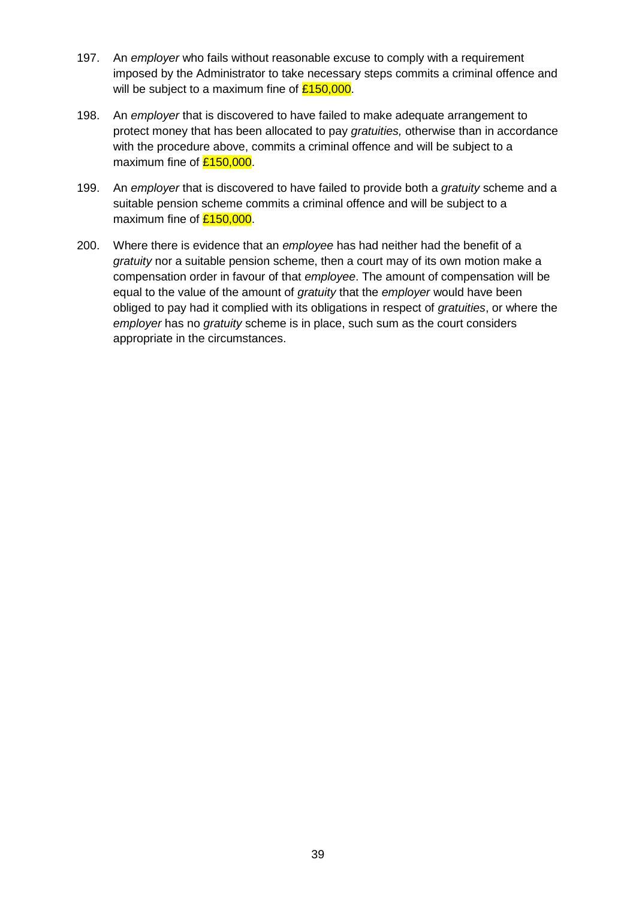197. An *employer* who fails without reasonable excuse to comply with a requirement imposed by the Administrator to take necessary steps commits a criminal offence and will be subject to a maximum fine of £150,000.

198. An *employer* that is discovered to have failed to make adequate arrangement to protect money that has been allocated to pay *gratuities,* otherwise than in accordance with the procedure above, commits a criminal offence and will be subject to a maximum fine of £150,000.

199. An *employer* that is discovered to have failed to provide both a *gratuity* scheme and a suitable pension scheme commits a criminal offence and will be subject to a maximum fine of £150,000.

200. Where there is evidence that an *employee* has had neither had the benefit of a *gratuity* nor a suitable pension scheme, then a court may of its own motion make a compensation order in favour of that *employee*. The amount of compensation will be equal to the value of the amount of *gratuity* that the *employer* would have been obliged to pay had it complied with its obligations in respect of *gratuities*, or where the *employer* has no *gratuity* scheme is in place, such sum as the court considers appropriate in the circumstances.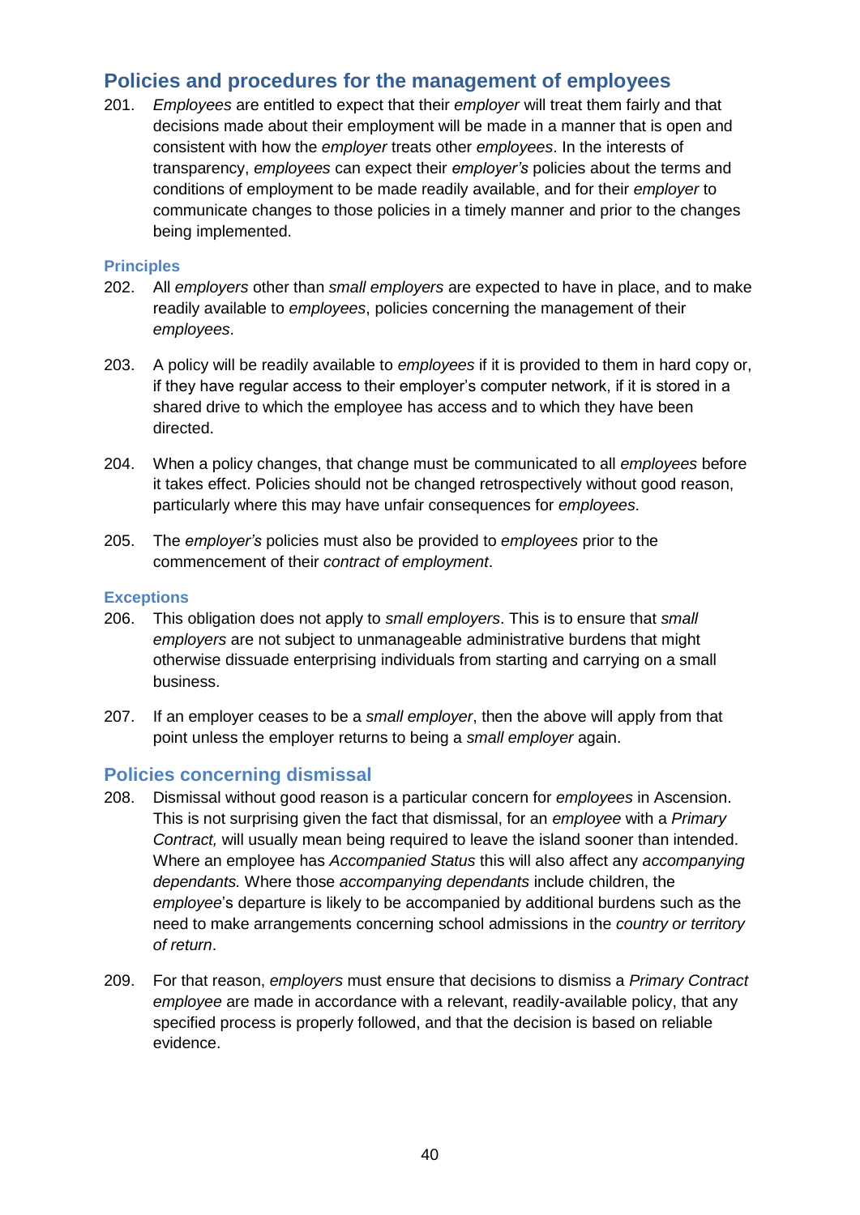## Policies and procedures for the management of employees

201. *Employees* are entitled to expect that their *employer* will treat them fairly and that decisions made about their employment will be made in a manner that is open and consistent with how the *employer* treats other *employees*. In the interests of transparency, *employees* can expect their *employer's* policies about the terms and conditions of employment to be made readily available, and for their *employer* to communicate changes to those policies in a timely manner and prior to the changes being implemented.

### Principles

202. All *employers* other than *small employers* are expected to have in place, and to make readily available to *employees*, policies concerning the management of their *employees*.

203. A policy will be readily available to *employees* if it is provided to them in hard copy or, if they have regular access to their employer's computer network, if it is stored in a shared drive to which the employee has access and to which they have been directed.

204. When a policy changes, that change must be communicated to all *employees* before it takes effect. Policies should not be changed retrospectively without good reason, particularly where this may have unfair consequences for *employees*.

205. The *employer's* policies must also be provided to *employees* prior to the commencement of their *contract of employment*.

### Exceptions

206. This obligation does not apply to *small employers*. This is to ensure that *small employers* are not subject to unmanageable administrative burdens that might otherwise dissuade enterprising individuals from starting and carrying on a small business.

207. If an employer ceases to be a *small employer*, then the above will apply from that point unless the employer returns to being a *small employer* again.

## Policies concerning dismissal

208. Dismissal without good reason is a particular concern for *employees* in Ascension. This is not surprising given the fact that dismissal, for an *employee* with a *Primary Contract,* will usually mean being required to leave the island sooner than intended. Where an employee has *Accompanied Status* this will also affect any *accompanying dependants.* Where those *accompanying dependants* include children, the *employee*'s departure is likely to be accompanied by additional burdens such as the need to make arrangements concerning school admissions in the *country or territory of return*.

209. For that reason, *employers* must ensure that decisions to dismiss a *Primary Contract employee* are made in accordance with a relevant, readily-available policy, that any specified process is properly followed, and that the decision is based on reliable evidence.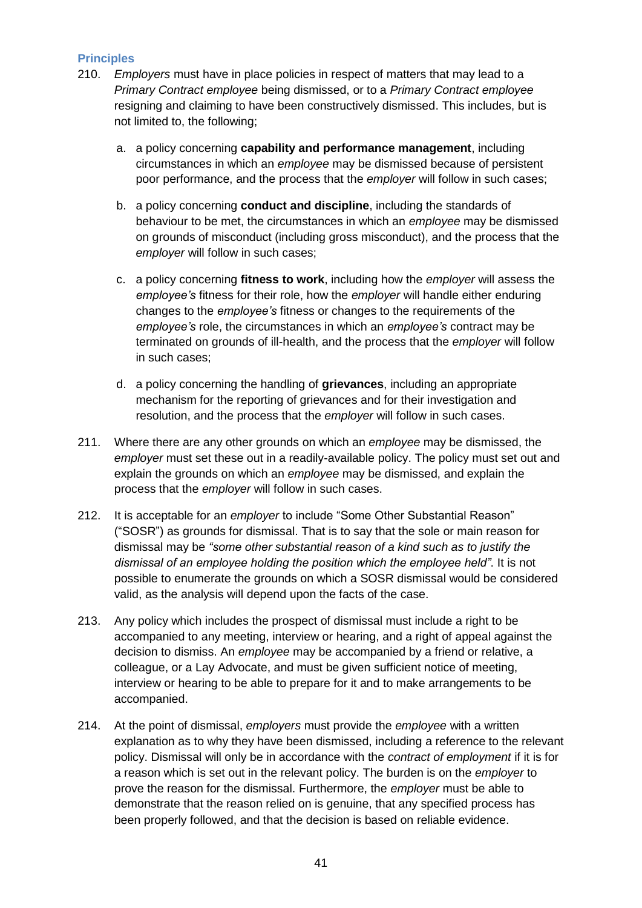### Principles

210. *Employers* must have in place policies in respect of matters that may lead to a *Primary Contract employee* being dismissed, or to a *Primary Contract employee* resigning and claiming to have been constructively dismissed. This includes, but is not limited to, the following;

    a. a policy concerning **capability and performance management**, including circumstances in which an *employee* may be dismissed because of persistent poor performance, and the process that the *employer* will follow in such cases;

    b. a policy concerning **conduct and discipline**, including the standards of behaviour to be met, the circumstances in which an *employee* may be dismissed on grounds of misconduct (including gross misconduct), and the process that the *employer* will follow in such cases;

    c. a policy concerning **fitness to work**, including how the *employer* will assess the *employee's* fitness for their role, how the *employer* will handle either enduring changes to the *employee's* fitness or changes to the requirements of the *employee's* role, the circumstances in which an *employee's* contract may be terminated on grounds of ill-health, and the process that the *employer* will follow in such cases;

    d. a policy concerning the handling of **grievances**, including an appropriate mechanism for the reporting of grievances and for their investigation and resolution, and the process that the *employer* will follow in such cases.

211. Where there are any other grounds on which an *employee* may be dismissed, the *employer* must set these out in a readily-available policy. The policy must set out and explain the grounds on which an *employee* may be dismissed, and explain the process that the *employer* will follow in such cases.

212. It is acceptable for an *employer* to include "Some Other Substantial Reason" ("SOSR") as grounds for dismissal. That is to say that the sole or main reason for dismissal may be *"some other substantial reason of a kind such as to justify the dismissal of an employee holding the position which the employee held"*. It is not possible to enumerate the grounds on which a SOSR dismissal would be considered valid, as the analysis will depend upon the facts of the case.

213. Any policy which includes the prospect of dismissal must include a right to be accompanied to any meeting, interview or hearing, and a right of appeal against the decision to dismiss. An *employee* may be accompanied by a friend or relative, a colleague, or a Lay Advocate, and must be given sufficient notice of meeting, interview or hearing to be able to prepare for it and to make arrangements to be accompanied.

214. At the point of dismissal, *employers* must provide the *employee* with a written explanation as to why they have been dismissed, including a reference to the relevant policy. Dismissal will only be in accordance with the *contract of employment* if it is for a reason which is set out in the relevant policy. The burden is on the *employer* to prove the reason for the dismissal. Furthermore, the *employer* must be able to demonstrate that the reason relied on is genuine, that any specified process has been properly followed, and that the decision is based on reliable evidence.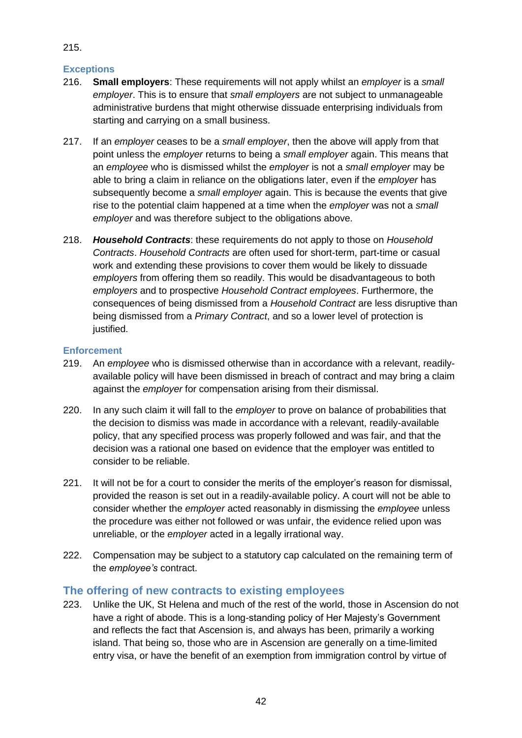215.

### Exceptions

216. **Small employers**: These requirements will not apply whilst an *employer* is a *small employer*. This is to ensure that *small employers* are not subject to unmanageable administrative burdens that might otherwise dissuade enterprising individuals from starting and carrying on a small business.

217. If an *employer* ceases to be a *small employer*, then the above will apply from that point unless the *employer* returns to being a *small employer* again. This means that an *employee* who is dismissed whilst the *employer* is not a *small employer* may be able to bring a claim in reliance on the obligations later, even if the *employer* has subsequently become a *small employer* again. This is because the events that give rise to the potential claim happened at a time when the *employer* was not a *small employer* and was therefore subject to the obligations above.

218. ***Household Contracts***: these requirements do not apply to those on *Household Contracts*. *Household Contracts* are often used for short-term, part-time or casual work and extending these provisions to cover them would be likely to dissuade *employers* from offering them so readily. This would be disadvantageous to both *employers* and to prospective *Household Contract employees*. Furthermore, the consequences of being dismissed from a *Household Contract* are less disruptive than being dismissed from a *Primary Contract*, and so a lower level of protection is justified.

### Enforcement

219. An *employee* who is dismissed otherwise than in accordance with a relevant, readily-available policy will have been dismissed in breach of contract and may bring a claim against the *employer* for compensation arising from their dismissal.

220. In any such claim it will fall to the *employer* to prove on balance of probabilities that the decision to dismiss was made in accordance with a relevant, readily-available policy, that any specified process was properly followed and was fair, and that the decision was a rational one based on evidence that the employer was entitled to consider to be reliable.

221. It will not be for a court to consider the merits of the employer's reason for dismissal, provided the reason is set out in a readily-available policy. A court will not be able to consider whether the *employer* acted reasonably in dismissing the *employee* unless the procedure was either not followed or was unfair, the evidence relied upon was unreliable, or the *employer* acted in a legally irrational way.

222. Compensation may be subject to a statutory cap calculated on the remaining term of the *employee's* contract.

## The offering of new contracts to existing employees

223. Unlike the UK, St Helena and much of the rest of the world, those in Ascension do not have a right of abode. This is a long-standing policy of Her Majesty's Government and reflects the fact that Ascension is, and always has been, primarily a working island. That being so, those who are in Ascension are generally on a time-limited entry visa, or have the benefit of an exemption from immigration control by virtue of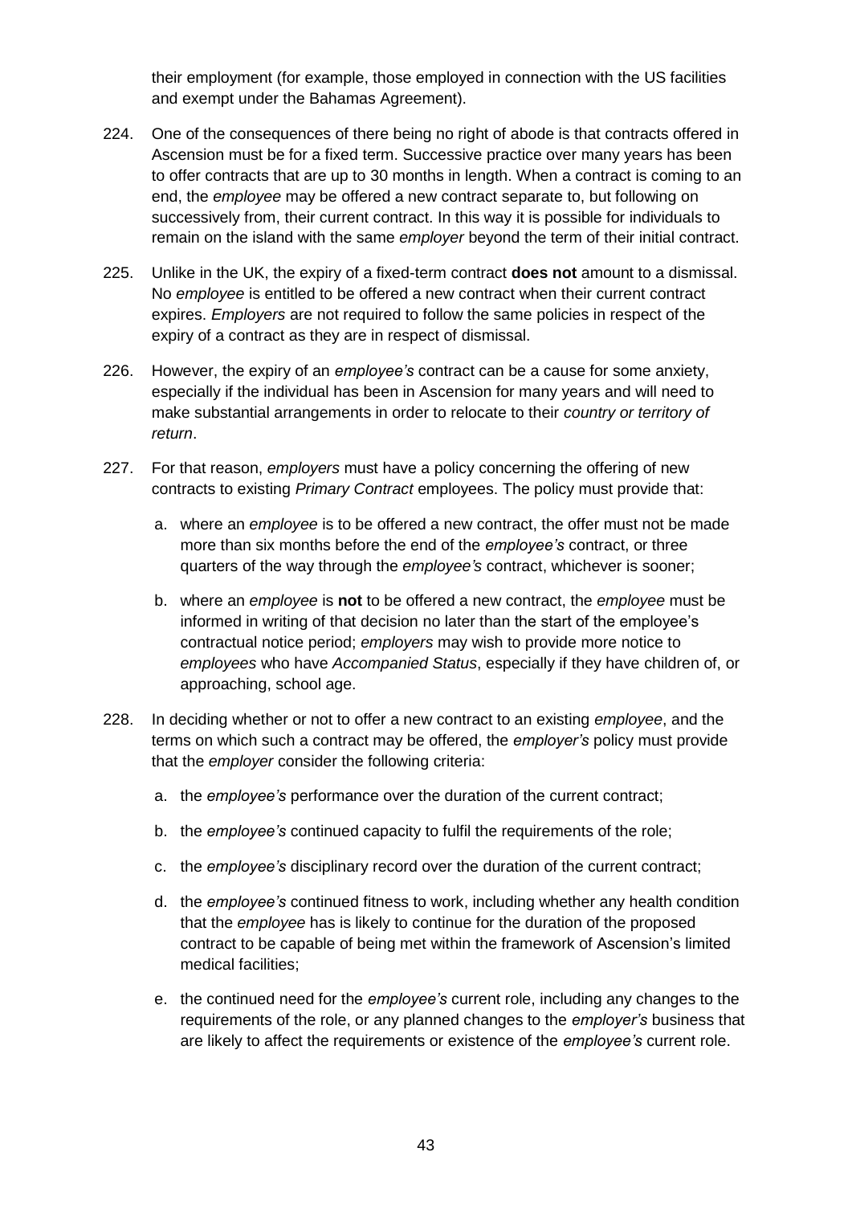their employment (for example, those employed in connection with the US facilities and exempt under the Bahamas Agreement).

224. One of the consequences of there being no right of abode is that contracts offered in Ascension must be for a fixed term. Successive practice over many years has been to offer contracts that are up to 30 months in length. When a contract is coming to an end, the *employee* may be offered a new contract separate to, but following on successively from, their current contract. In this way it is possible for individuals to remain on the island with the same *employer* beyond the term of their initial contract.

225. Unlike in the UK, the expiry of a fixed-term contract **does not** amount to a dismissal. No *employee* is entitled to be offered a new contract when their current contract expires. *Employers* are not required to follow the same policies in respect of the expiry of a contract as they are in respect of dismissal.

226. However, the expiry of an *employee's* contract can be a cause for some anxiety, especially if the individual has been in Ascension for many years and will need to make substantial arrangements in order to relocate to their *country or territory of return*.

227. For that reason, *employers* must have a policy concerning the offering of new contracts to existing *Primary Contract* employees. The policy must provide that:

   a. where an *employee* is to be offered a new contract, the offer must not be made more than six months before the end of the *employee's* contract, or three quarters of the way through the *employee's* contract, whichever is sooner;

   b. where an *employee* is **not** to be offered a new contract, the *employee* must be informed in writing of that decision no later than the start of the employee's contractual notice period; *employers* may wish to provide more notice to *employees* who have *Accompanied Status*, especially if they have children of, or approaching, school age.

228. In deciding whether or not to offer a new contract to an existing *employee*, and the terms on which such a contract may be offered, the *employer's* policy must provide that the *employer* consider the following criteria:

   a. the *employee's* performance over the duration of the current contract;

   b. the *employee's* continued capacity to fulfil the requirements of the role;

   c. the *employee's* disciplinary record over the duration of the current contract;

   d. the *employee's* continued fitness to work, including whether any health condition that the *employee* has is likely to continue for the duration of the proposed contract to be capable of being met within the framework of Ascension's limited medical facilities;

   e. the continued need for the *employee's* current role, including any changes to the requirements of the role, or any planned changes to the *employer's* business that are likely to affect the requirements or existence of the *employee's* current role.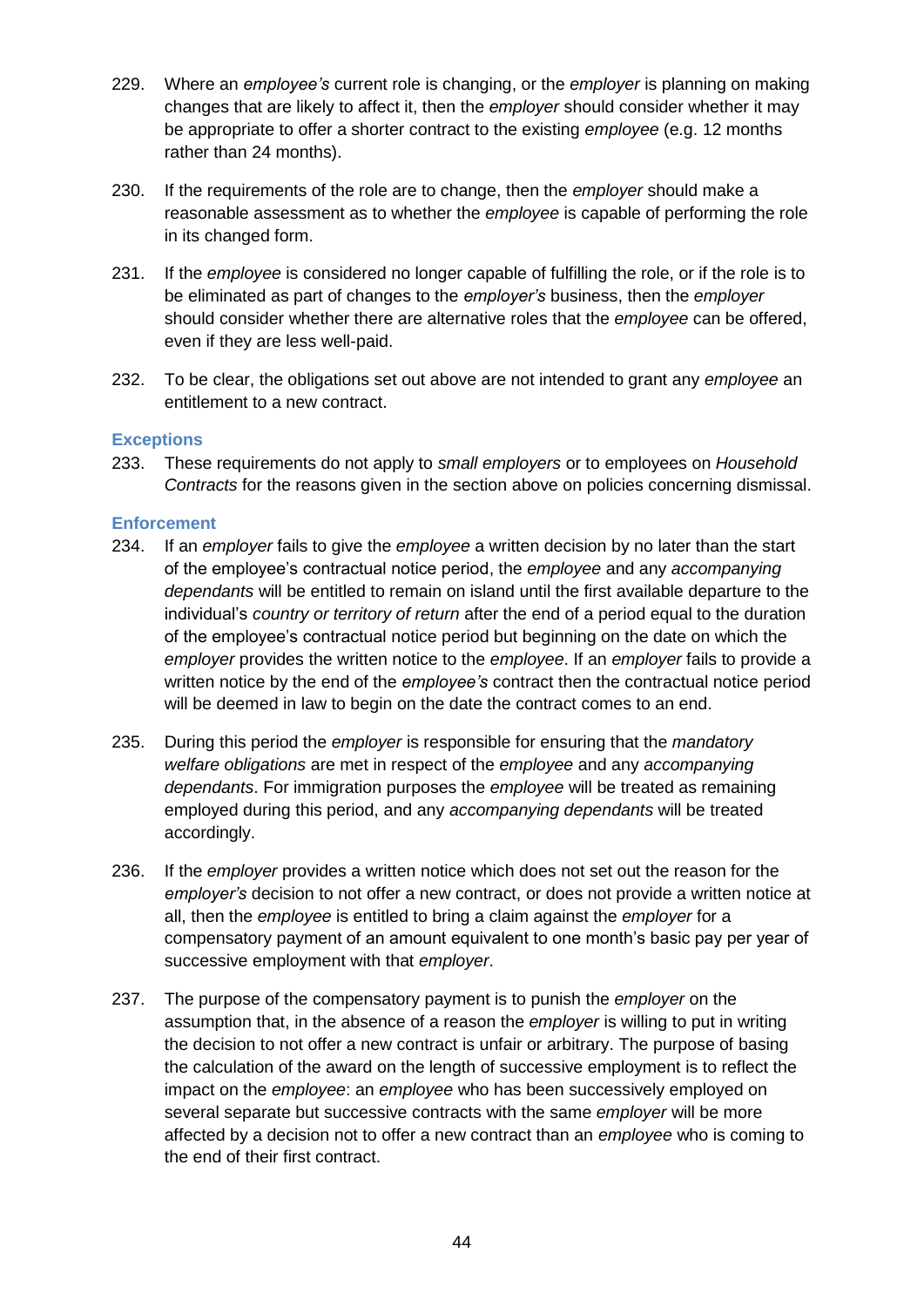229. Where an *employee's* current role is changing, or the *employer* is planning on making changes that are likely to affect it, then the *employer* should consider whether it may be appropriate to offer a shorter contract to the existing *employee* (e.g. 12 months rather than 24 months).

230. If the requirements of the role are to change, then the *employer* should make a reasonable assessment as to whether the *employee* is capable of performing the role in its changed form.

231. If the *employee* is considered no longer capable of fulfilling the role, or if the role is to be eliminated as part of changes to the *employer's* business, then the *employer* should consider whether there are alternative roles that the *employee* can be offered, even if they are less well-paid.

232. To be clear, the obligations set out above are not intended to grant any *employee* an entitlement to a new contract.

### Exceptions

233. These requirements do not apply to *small employers* or to employees on *Household Contracts* for the reasons given in the section above on policies concerning dismissal.

### Enforcement

234. If an *employer* fails to give the *employee* a written decision by no later than the start of the employee's contractual notice period, the *employee* and any *accompanying dependants* will be entitled to remain on island until the first available departure to the individual's *country or territory of return* after the end of a period equal to the duration of the employee's contractual notice period but beginning on the date on which the *employer* provides the written notice to the *employee*. If an *employer* fails to provide a written notice by the end of the *employee's* contract then the contractual notice period will be deemed in law to begin on the date the contract comes to an end.

235. During this period the *employer* is responsible for ensuring that the *mandatory welfare obligations* are met in respect of the *employee* and any *accompanying dependants*. For immigration purposes the *employee* will be treated as remaining employed during this period, and any *accompanying dependants* will be treated accordingly.

236. If the *employer* provides a written notice which does not set out the reason for the *employer's* decision to not offer a new contract, or does not provide a written notice at all, then the *employee* is entitled to bring a claim against the *employer* for a compensatory payment of an amount equivalent to one month's basic pay per year of successive employment with that *employer*.

237. The purpose of the compensatory payment is to punish the *employer* on the assumption that, in the absence of a reason the *employer* is willing to put in writing the decision to not offer a new contract is unfair or arbitrary. The purpose of basing the calculation of the award on the length of successive employment is to reflect the impact on the *employee*: an *employee* who has been successively employed on several separate but successive contracts with the same *employer* will be more affected by a decision not to offer a new contract than an *employee* who is coming to the end of their first contract.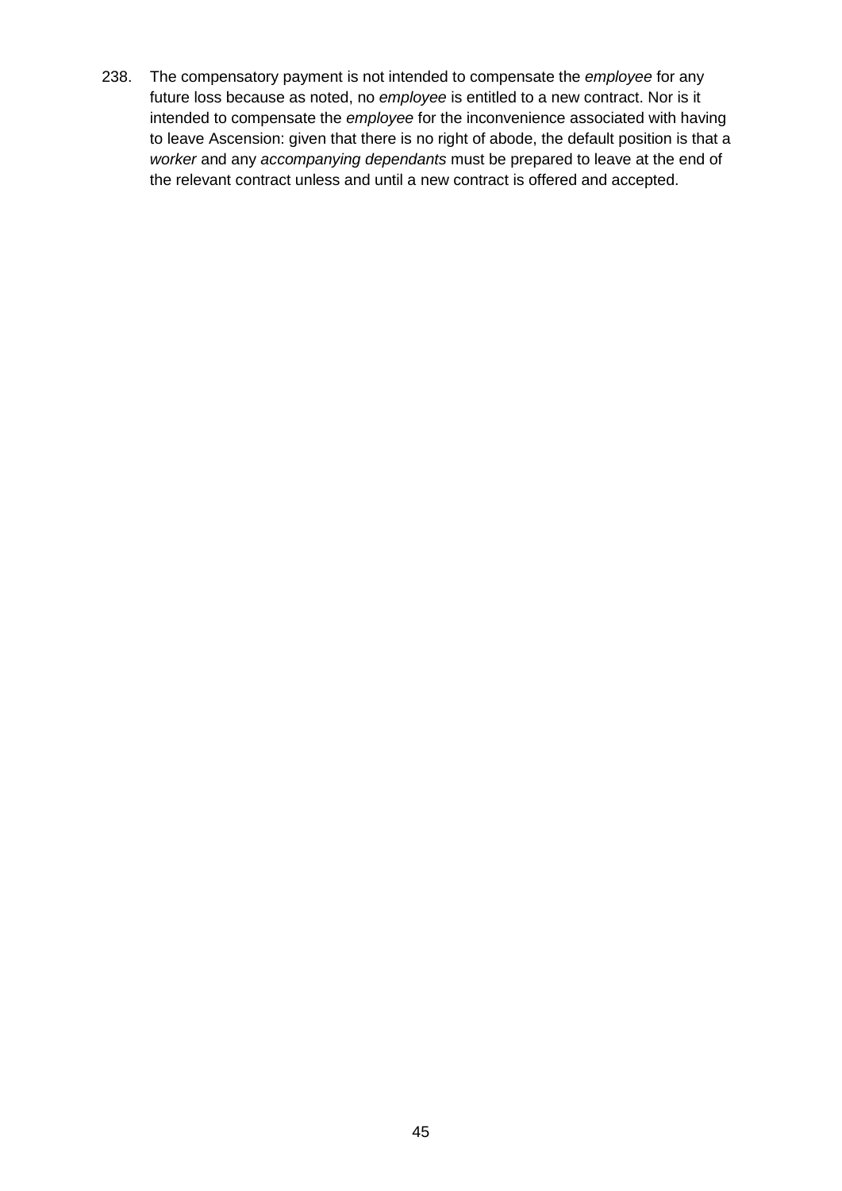238. The compensatory payment is not intended to compensate the *employee* for any future loss because as noted, no *employee* is entitled to a new contract. Nor is it intended to compensate the *employee* for the inconvenience associated with having to leave Ascension: given that there is no right of abode, the default position is that a *worker* and any *accompanying dependants* must be prepared to leave at the end of the relevant contract unless and until a new contract is offered and accepted.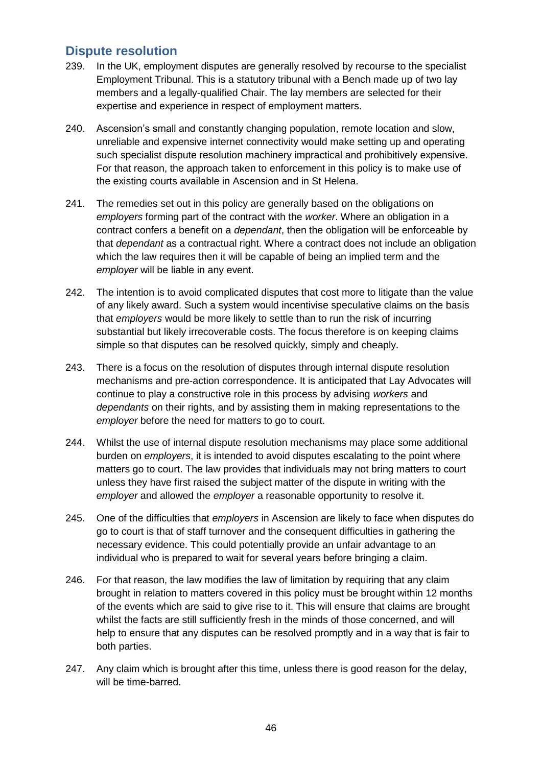## Dispute resolution

239. In the UK, employment disputes are generally resolved by recourse to the specialist Employment Tribunal. This is a statutory tribunal with a Bench made up of two lay members and a legally-qualified Chair. The lay members are selected for their expertise and experience in respect of employment matters.

240. Ascension's small and constantly changing population, remote location and slow, unreliable and expensive internet connectivity would make setting up and operating such specialist dispute resolution machinery impractical and prohibitively expensive. For that reason, the approach taken to enforcement in this policy is to make use of the existing courts available in Ascension and in St Helena.

241. The remedies set out in this policy are generally based on the obligations on *employers* forming part of the contract with the *worker*. Where an obligation in a contract confers a benefit on a *dependant*, then the obligation will be enforceable by that *dependant* as a contractual right. Where a contract does not include an obligation which the law requires then it will be capable of being an implied term and the *employer* will be liable in any event.

242. The intention is to avoid complicated disputes that cost more to litigate than the value of any likely award. Such a system would incentivise speculative claims on the basis that *employers* would be more likely to settle than to run the risk of incurring substantial but likely irrecoverable costs. The focus therefore is on keeping claims simple so that disputes can be resolved quickly, simply and cheaply.

243. There is a focus on the resolution of disputes through internal dispute resolution mechanisms and pre-action correspondence. It is anticipated that Lay Advocates will continue to play a constructive role in this process by advising *workers* and *dependants* on their rights, and by assisting them in making representations to the *employer* before the need for matters to go to court.

244. Whilst the use of internal dispute resolution mechanisms may place some additional burden on *employers*, it is intended to avoid disputes escalating to the point where matters go to court. The law provides that individuals may not bring matters to court unless they have first raised the subject matter of the dispute in writing with the *employer* and allowed the *employer* a reasonable opportunity to resolve it.

245. One of the difficulties that *employers* in Ascension are likely to face when disputes do go to court is that of staff turnover and the consequent difficulties in gathering the necessary evidence. This could potentially provide an unfair advantage to an individual who is prepared to wait for several years before bringing a claim.

246. For that reason, the law modifies the law of limitation by requiring that any claim brought in relation to matters covered in this policy must be brought within 12 months of the events which are said to give rise to it. This will ensure that claims are brought whilst the facts are still sufficiently fresh in the minds of those concerned, and will help to ensure that any disputes can be resolved promptly and in a way that is fair to both parties.

247. Any claim which is brought after this time, unless there is good reason for the delay, will be time-barred.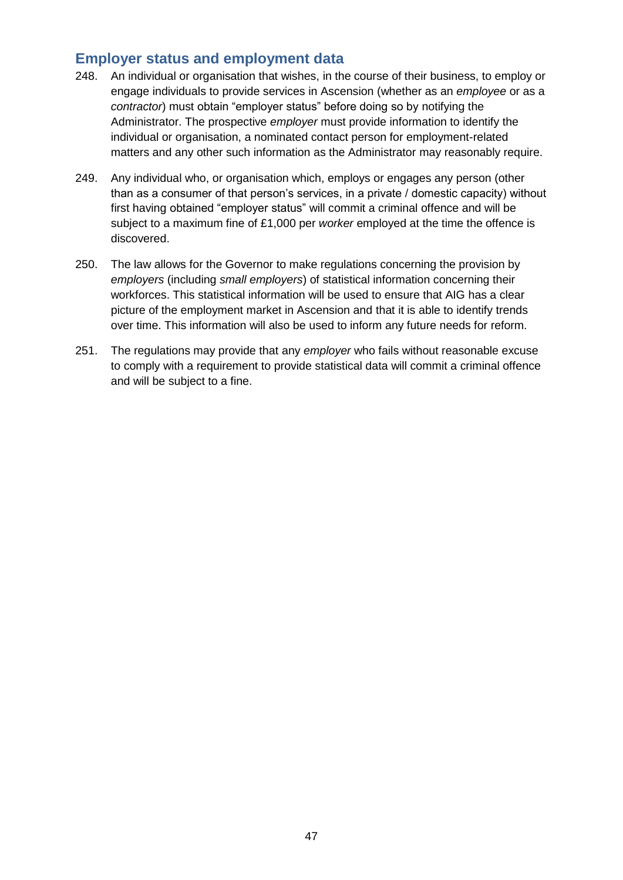## Employer status and employment data

248. An individual or organisation that wishes, in the course of their business, to employ or engage individuals to provide services in Ascension (whether as an *employee* or as a *contractor*) must obtain "employer status" before doing so by notifying the Administrator. The prospective *employer* must provide information to identify the individual or organisation, a nominated contact person for employment-related matters and any other such information as the Administrator may reasonably require.

249. Any individual who, or organisation which, employs or engages any person (other than as a consumer of that person's services, in a private / domestic capacity) without first having obtained "employer status" will commit a criminal offence and will be subject to a maximum fine of £1,000 per *worker* employed at the time the offence is discovered.

250. The law allows for the Governor to make regulations concerning the provision by *employers* (including *small employers*) of statistical information concerning their workforces. This statistical information will be used to ensure that AIG has a clear picture of the employment market in Ascension and that it is able to identify trends over time. This information will also be used to inform any future needs for reform.

251. The regulations may provide that any *employer* who fails without reasonable excuse to comply with a requirement to provide statistical data will commit a criminal offence and will be subject to a fine.